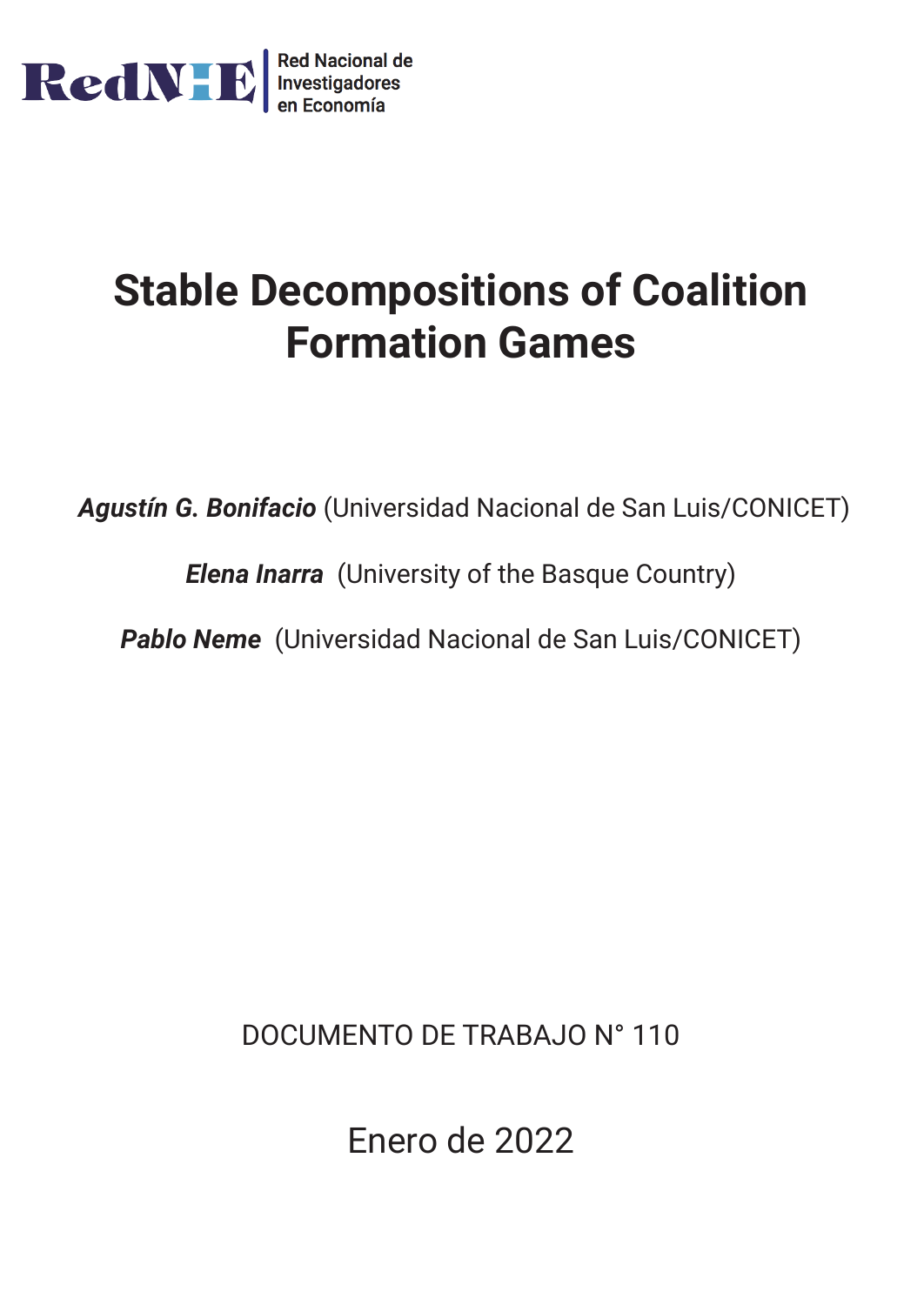RedNIE | Red Nacional de Investigadores en Economía

# Stable Decompositions of Coalition Formation Games

***Agustín G. Bonifacio*** (Universidad Nacional de San Luis/CONICET)

***Elena Inarra*** (University of the Basque Country)

***Pablo Neme*** (Universidad Nacional de San Luis/CONICET)

DOCUMENTO DE TRABAJO N° 110

Enero de 2022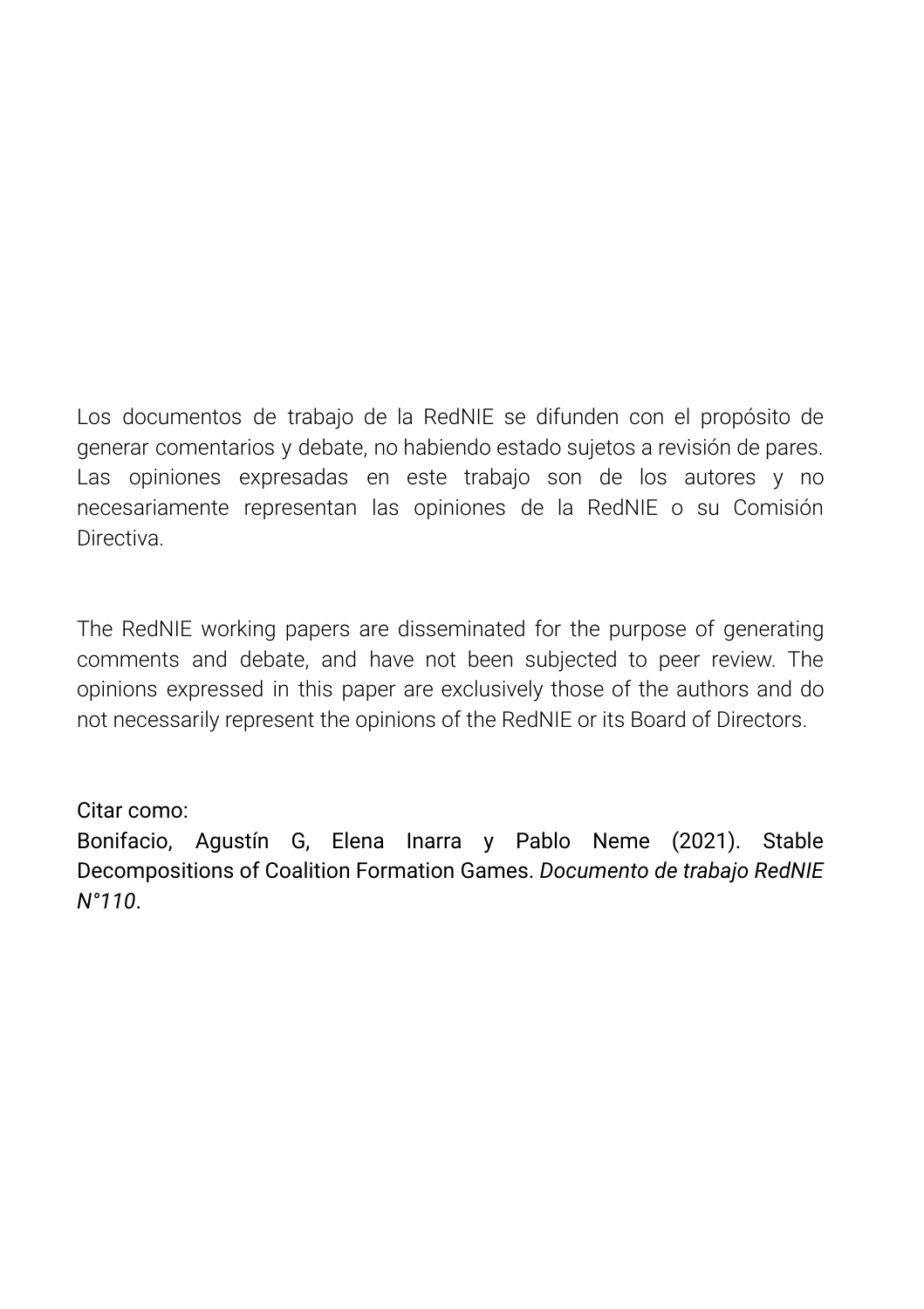Los documentos de trabajo de la RedNIE se difunden con el propósito de generar comentarios y debate, no habiendo estado sujetos a revisión de pares. Las opiniones expresadas en este trabajo son de los autores y no necesariamente representan las opiniones de la RedNIE o su Comisión Directiva.

The RedNIE working papers are disseminated for the purpose of generating comments and debate, and have not been subjected to peer review. The opinions expressed in this paper are exclusively those of the authors and do not necessarily represent the opinions of the RedNIE or its Board of Directors.

Citar como:
Bonifacio, Agustín G, Elena Inarra y Pablo Neme (2021). Stable Decompositions of Coalition Formation Games. *Documento de trabajo RedNIE N°110*.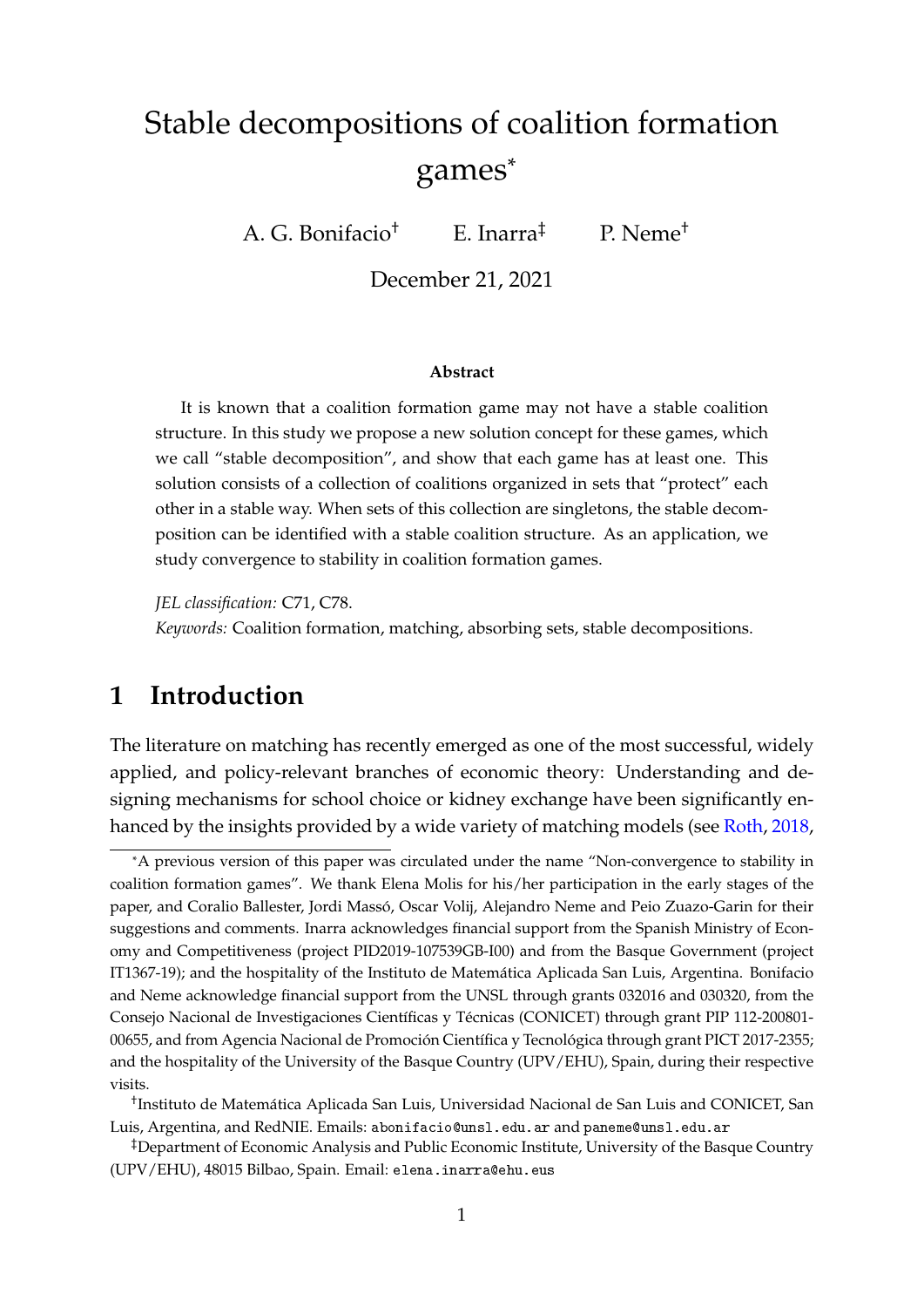# Stable decompositions of coalition formation games*

A. G. Bonifacio[†] E. Inarra[‡] P. Neme[†]

December 21, 2021

### Abstract

It is known that a coalition formation game may not have a stable coalition structure. In this study we propose a new solution concept for these games, which we call "stable decomposition", and show that each game has at least one. This solution consists of a collection of coalitions organized in sets that "protect" each other in a stable way. When sets of this collection are singletons, the stable decomposition can be identified with a stable coalition structure. As an application, we study convergence to stability in coalition formation games.

*JEL classification:* C71, C78.

*Keywords:* Coalition formation, matching, absorbing sets, stable decompositions.

## 1 Introduction

The literature on matching has recently emerged as one of the most successful, widely applied, and policy-relevant branches of economic theory: Understanding and designing mechanisms for school choice or kidney exchange have been significantly enhanced by the insights provided by a wide variety of matching models (see Roth, 2018,

---

*A previous version of this paper was circulated under the name "Non-convergence to stability in coalition formation games". We thank Elena Molis for his/her participation in the early stages of the paper, and Coralio Ballester, Jordi Massó, Oscar Volij, Alejandro Neme and Peio Zuazo-Garin for their suggestions and comments. Inarra acknowledges financial support from the Spanish Ministry of Economy and Competitiveness (project PID2019-107539GB-I00) and from the Basque Government (project IT1367-19); and the hospitality of the Instituto de Matemática Aplicada San Luis, Argentina. Bonifacio and Neme acknowledge financial support from the UNSL through grants 032016 and 030320, from the Consejo Nacional de Investigaciones Científicas y Técnicas (CONICET) through grant PIP 112-200801-00655, and from Agencia Nacional de Promoción Científica y Tecnológica through grant PICT 2017-2355; and the hospitality of the University of the Basque Country (UPV/EHU), Spain, during their respective visits.

[†]Instituto de Matemática Aplicada San Luis, Universidad Nacional de San Luis and CONICET, San Luis, Argentina, and RedNIE. Emails: abonifacio@unsl.edu.ar and paneme@unsl.edu.ar

[‡]Department of Economic Analysis and Public Economic Institute, University of the Basque Country (UPV/EHU), 48015 Bilbao, Spain. Email: elena.inarra@ehu.eus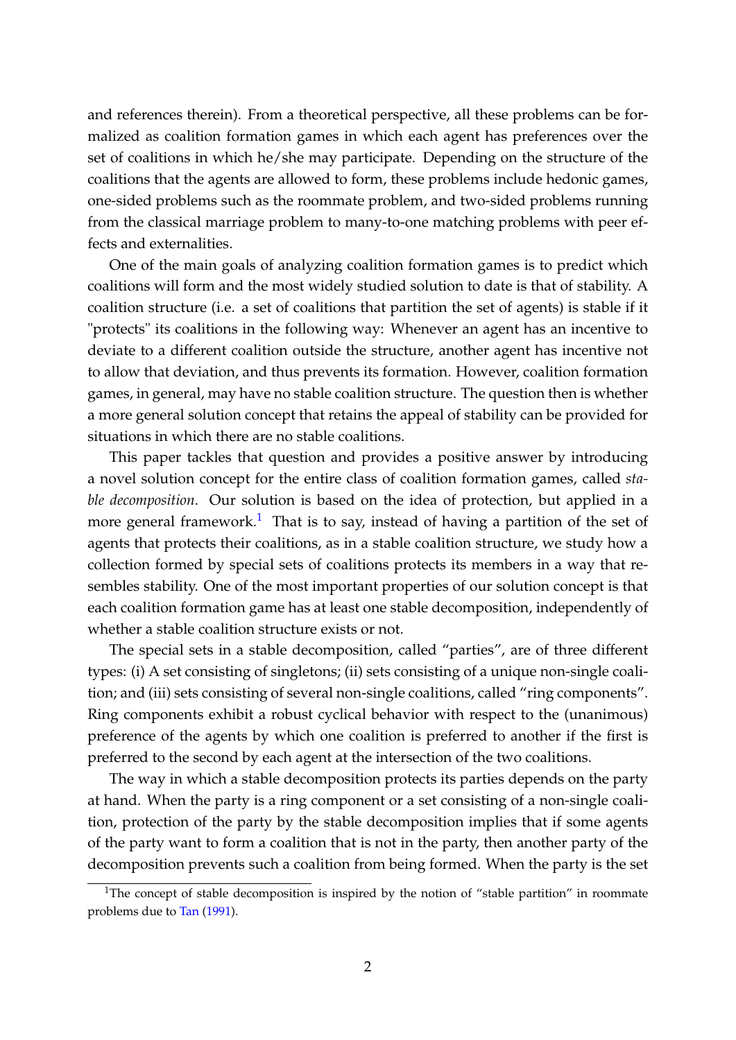and references therein). From a theoretical perspective, all these problems can be formalized as coalition formation games in which each agent has preferences over the set of coalitions in which he/she may participate. Depending on the structure of the coalitions that the agents are allowed to form, these problems include hedonic games, one-sided problems such as the roommate problem, and two-sided problems running from the classical marriage problem to many-to-one matching problems with peer effects and externalities.

One of the main goals of analyzing coalition formation games is to predict which coalitions will form and the most widely studied solution to date is that of stability. A coalition structure (i.e. a set of coalitions that partition the set of agents) is stable if it "protects" its coalitions in the following way: Whenever an agent has an incentive to deviate to a different coalition outside the structure, another agent has incentive not to allow that deviation, and thus prevents its formation. However, coalition formation games, in general, may have no stable coalition structure. The question then is whether a more general solution concept that retains the appeal of stability can be provided for situations in which there are no stable coalitions.

This paper tackles that question and provides a positive answer by introducing a novel solution concept for the entire class of coalition formation games, called *stable decomposition*. Our solution is based on the idea of protection, but applied in a more general framework.[1] That is to say, instead of having a partition of the set of agents that protects their coalitions, as in a stable coalition structure, we study how a collection formed by special sets of coalitions protects its members in a way that resembles stability. One of the most important properties of our solution concept is that each coalition formation game has at least one stable decomposition, independently of whether a stable coalition structure exists or not.

The special sets in a stable decomposition, called "parties", are of three different types: (i) A set consisting of singletons; (ii) sets consisting of a unique non-single coalition; and (iii) sets consisting of several non-single coalitions, called "ring components". Ring components exhibit a robust cyclical behavior with respect to the (unanimous) preference of the agents by which one coalition is preferred to another if the first is preferred to the second by each agent at the intersection of the two coalitions.

The way in which a stable decomposition protects its parties depends on the party at hand. When the party is a ring component or a set consisting of a non-single coalition, protection of the party by the stable decomposition implies that if some agents of the party want to form a coalition that is not in the party, then another party of the decomposition prevents such a coalition from being formed. When the party is the set

[1] The concept of stable decomposition is inspired by the notion of "stable partition" in roommate problems due to Tan (1991).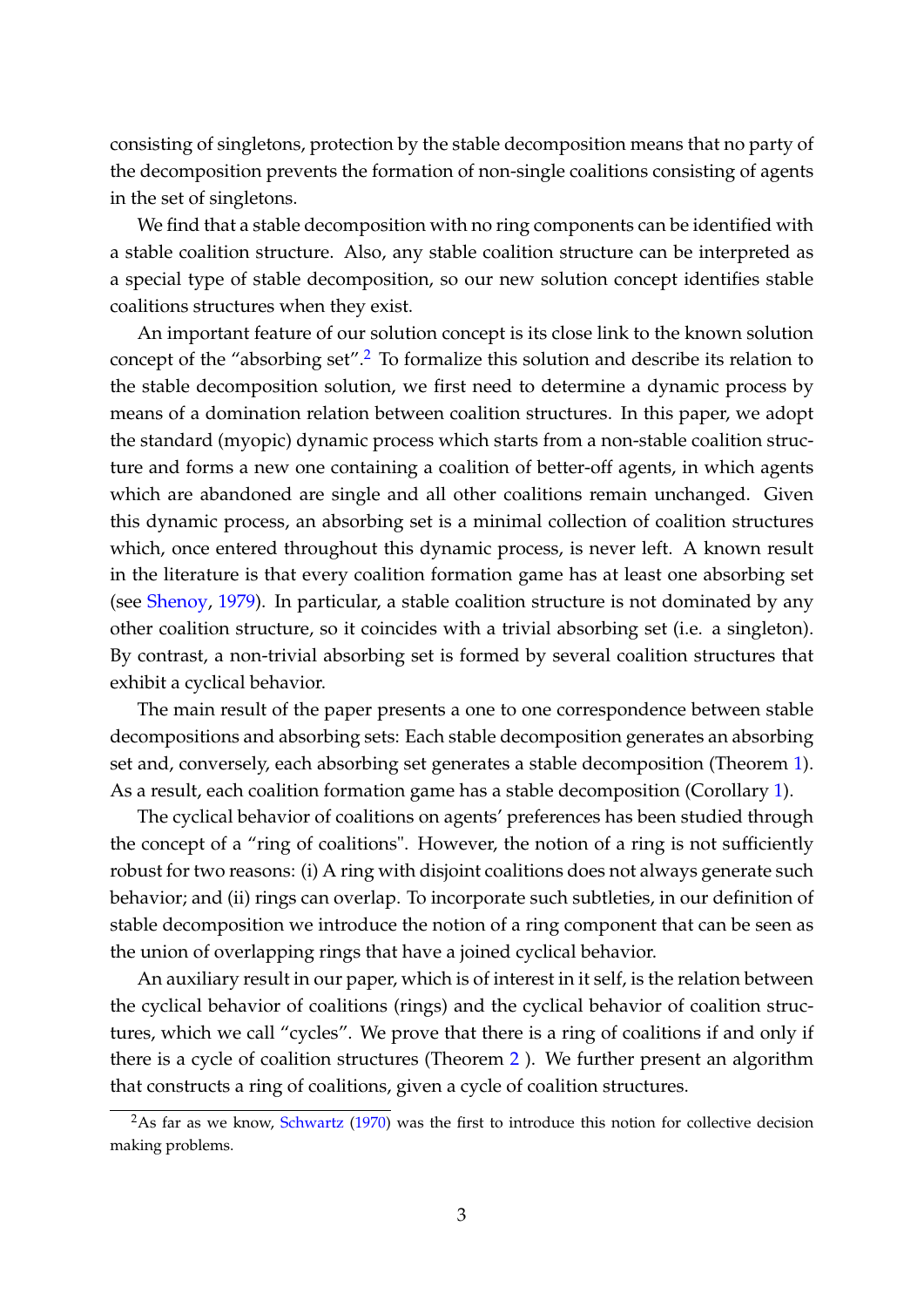consisting of singletons, protection by the stable decomposition means that no party of the decomposition prevents the formation of non-single coalitions consisting of agents in the set of singletons.

We find that a stable decomposition with no ring components can be identified with a stable coalition structure. Also, any stable coalition structure can be interpreted as a special type of stable decomposition, so our new solution concept identifies stable coalitions structures when they exist.

An important feature of our solution concept is its close link to the known solution concept of the "absorbing set".[2] To formalize this solution and describe its relation to the stable decomposition solution, we first need to determine a dynamic process by means of a domination relation between coalition structures. In this paper, we adopt the standard (myopic) dynamic process which starts from a non-stable coalition structure and forms a new one containing a coalition of better-off agents, in which agents which are abandoned are single and all other coalitions remain unchanged. Given this dynamic process, an absorbing set is a minimal collection of coalition structures which, once entered throughout this dynamic process, is never left. A known result in the literature is that every coalition formation game has at least one absorbing set (see Shenoy, 1979). In particular, a stable coalition structure is not dominated by any other coalition structure, so it coincides with a trivial absorbing set (i.e. a singleton). By contrast, a non-trivial absorbing set is formed by several coalition structures that exhibit a cyclical behavior.

The main result of the paper presents a one to one correspondence between stable decompositions and absorbing sets: Each stable decomposition generates an absorbing set and, conversely, each absorbing set generates a stable decomposition (Theorem 1). As a result, each coalition formation game has a stable decomposition (Corollary 1).

The cyclical behavior of coalitions on agents' preferences has been studied through the concept of a "ring of coalitions". However, the notion of a ring is not sufficiently robust for two reasons: (i) A ring with disjoint coalitions does not always generate such behavior; and (ii) rings can overlap. To incorporate such subtleties, in our definition of stable decomposition we introduce the notion of a ring component that can be seen as the union of overlapping rings that have a joined cyclical behavior.

An auxiliary result in our paper, which is of interest in it self, is the relation between the cyclical behavior of coalitions (rings) and the cyclical behavior of coalition structures, which we call "cycles". We prove that there is a ring of coalitions if and only if there is a cycle of coalition structures (Theorem 2 ). We further present an algorithm that constructs a ring of coalitions, given a cycle of coalition structures.

[2] As far as we know, Schwartz (1970) was the first to introduce this notion for collective decision making problems.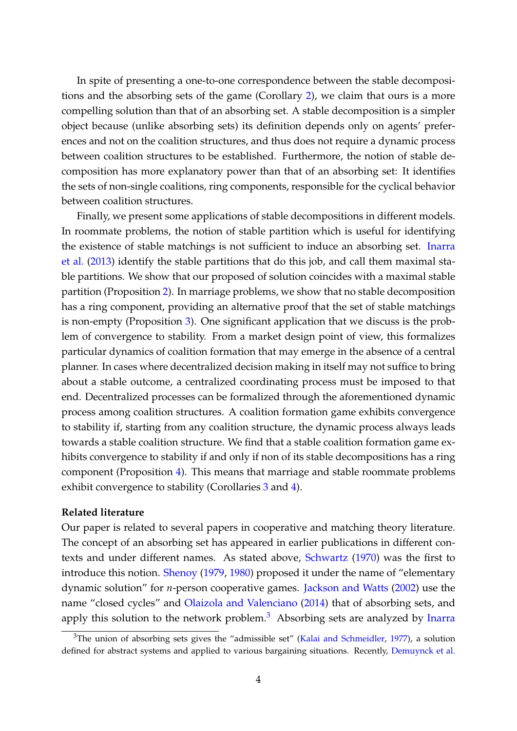In spite of presenting a one-to-one correspondence between the stable decompositions and the absorbing sets of the game (Corollary 2), we claim that ours is a more compelling solution than that of an absorbing set. A stable decomposition is a simpler object because (unlike absorbing sets) its definition depends only on agents' preferences and not on the coalition structures, and thus does not require a dynamic process between coalition structures to be established. Furthermore, the notion of stable decomposition has more explanatory power than that of an absorbing set: It identifies the sets of non-single coalitions, ring components, responsible for the cyclical behavior between coalition structures.

Finally, we present some applications of stable decompositions in different models. In roommate problems, the notion of stable partition which is useful for identifying the existence of stable matchings is not sufficient to induce an absorbing set. Inarra et al. (2013) identify the stable partitions that do this job, and call them maximal stable partitions. We show that our proposed of solution coincides with a maximal stable partition (Proposition 2). In marriage problems, we show that no stable decomposition has a ring component, providing an alternative proof that the set of stable matchings is non-empty (Proposition 3). One significant application that we discuss is the problem of convergence to stability. From a market design point of view, this formalizes particular dynamics of coalition formation that may emerge in the absence of a central planner. In cases where decentralized decision making in itself may not suffice to bring about a stable outcome, a centralized coordinating process must be imposed to that end. Decentralized processes can be formalized through the aforementioned dynamic process among coalition structures. A coalition formation game exhibits convergence to stability if, starting from any coalition structure, the dynamic process always leads towards a stable coalition structure. We find that a stable coalition formation game exhibits convergence to stability if and only if non of its stable decompositions has a ring component (Proposition 4). This means that marriage and stable roommate problems exhibit convergence to stability (Corollaries 3 and 4).

**Related literature**

Our paper is related to several papers in cooperative and matching theory literature. The concept of an absorbing set has appeared in earlier publications in different contexts and under different names. As stated above, Schwartz (1970) was the first to introduce this notion. Shenoy (1979, 1980) proposed it under the name of "elementary dynamic solution" for $n$-person cooperative games. Jackson and Watts (2002) use the name "closed cycles" and Olaizola and Valenciano (2014) that of absorbing sets, and apply this solution to the network problem.[3] Absorbing sets are analyzed by Inarra

[3]The union of absorbing sets gives the "admissible set" (Kalai and Schmeidler, 1977), a solution defined for abstract systems and applied to various bargaining situations. Recently, Demuynck et al.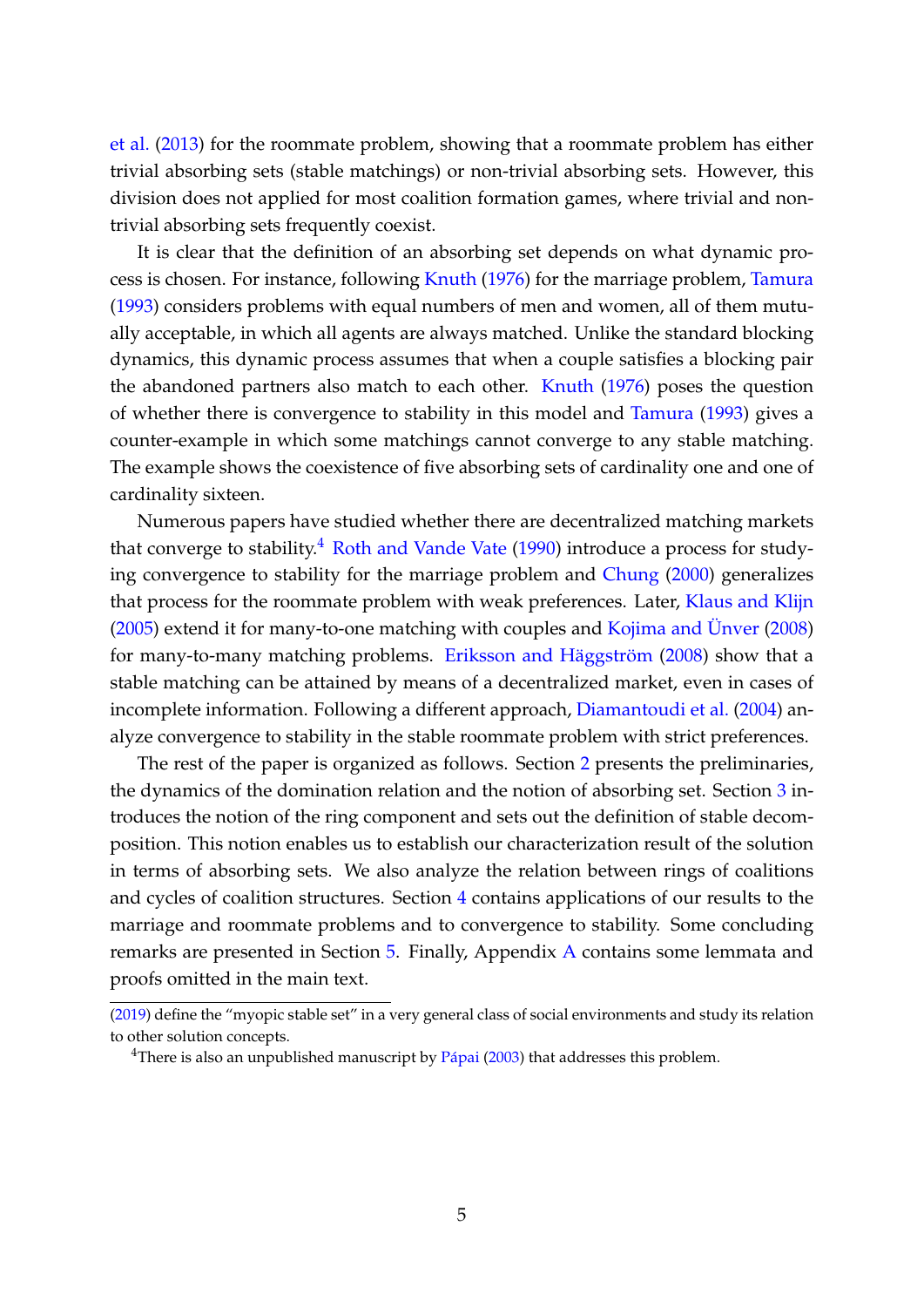et al. (2013) for the roommate problem, showing that a roommate problem has either trivial absorbing sets (stable matchings) or non-trivial absorbing sets. However, this division does not applied for most coalition formation games, where trivial and non-trivial absorbing sets frequently coexist.

It is clear that the definition of an absorbing set depends on what dynamic process is chosen. For instance, following Knuth (1976) for the marriage problem, Tamura (1993) considers problems with equal numbers of men and women, all of them mutually acceptable, in which all agents are always matched. Unlike the standard blocking dynamics, this dynamic process assumes that when a couple satisfies a blocking pair the abandoned partners also match to each other. Knuth (1976) poses the question of whether there is convergence to stability in this model and Tamura (1993) gives a counter-example in which some matchings cannot converge to any stable matching. The example shows the coexistence of five absorbing sets of cardinality one and one of cardinality sixteen.

Numerous papers have studied whether there are decentralized matching markets that converge to stability.[4] Roth and Vande Vate (1990) introduce a process for studying convergence to stability for the marriage problem and Chung (2000) generalizes that process for the roommate problem with weak preferences. Later, Klaus and Klijn (2005) extend it for many-to-one matching with couples and Kojima and Ünver (2008) for many-to-many matching problems. Eriksson and Häggström (2008) show that a stable matching can be attained by means of a decentralized market, even in cases of incomplete information. Following a different approach, Diamantoudi et al. (2004) analyze convergence to stability in the stable roommate problem with strict preferences.

The rest of the paper is organized as follows. Section 2 presents the preliminaries, the dynamics of the domination relation and the notion of absorbing set. Section 3 introduces the notion of the ring component and sets out the definition of stable decomposition. This notion enables us to establish our characterization result of the solution in terms of absorbing sets. We also analyze the relation between rings of coalitions and cycles of coalition structures. Section 4 contains applications of our results to the marriage and roommate problems and to convergence to stability. Some concluding remarks are presented in Section 5. Finally, Appendix A contains some lemmata and proofs omitted in the main text.

(2019) define the "myopic stable set" in a very general class of social environments and study its relation to other solution concepts.

[4]There is also an unpublished manuscript by Pápai (2003) that addresses this problem.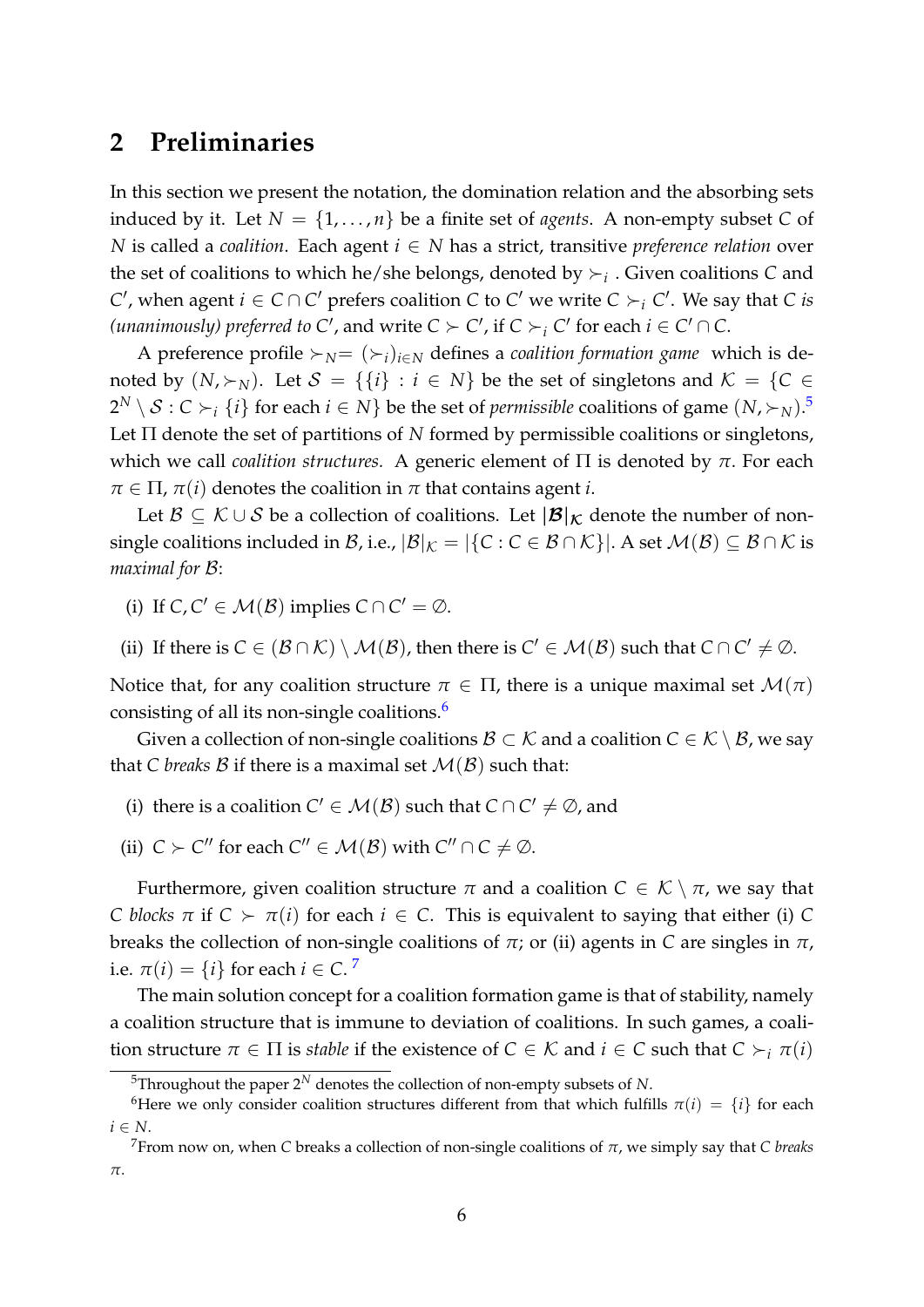## 2 Preliminaries

In this section we present the notation, the domination relation and the absorbing sets induced by it. Let $N = \{1, \ldots, n\}$ be a finite set of *agents*. A non-empty subset $C$ of $N$ is called a *coalition*. Each agent $i \in N$ has a strict, transitive *preference relation* over the set of coalitions to which he/she belongs, denoted by $\succ_i$ . Given coalitions $C$ and $C'$, when agent $i \in C \cap C'$ prefers coalition $C$ to $C'$ we write $C \succ_i C'$. We say that $C$ *is (unanimously) preferred to* $C'$, and write $C \succ C'$, if $C \succ_i C'$ for each $i \in C' \cap C$.

A preference profile $\succ_N = (\succ_i)_{i \in N}$ defines a *coalition formation game* which is denoted by $(N, \succ_N)$. Let $\mathcal{S} = \{\{i\} : i \in N\}$ be the set of singletons and $\mathcal{K} = \{C \in 2^N \setminus \mathcal{S} : C \succ_i \{i\} \text{ for each } i \in N\}$ be the set of *permissible* coalitions of game $(N, \succ_N)$.[5] Let $\Pi$ denote the set of partitions of $N$ formed by permissible coalitions or singletons, which we call *coalition structures.* A generic element of $\Pi$ is denoted by $\pi$. For each $\pi \in \Pi$, $\pi(i)$ denotes the coalition in $\pi$ that contains agent $i$.

Let $\mathcal{B} \subseteq \mathcal{K} \cup \mathcal{S}$ be a collection of coalitions. Let $|\mathcal{B}|_{\mathcal{K}}$ denote the number of non-single coalitions included in $\mathcal{B}$, i.e., $|\mathcal{B}|_{\mathcal{K}} = |\{C : C \in \mathcal{B} \cap \mathcal{K}\}|$. A set $\mathcal{M}(\mathcal{B}) \subseteq \mathcal{B} \cap \mathcal{K}$ is *maximal for* $\mathcal{B}$:

(i) If $C, C' \in \mathcal{M}(\mathcal{B})$ implies $C \cap C' = \emptyset$.

(ii) If there is $C \in (\mathcal{B} \cap \mathcal{K}) \setminus \mathcal{M}(\mathcal{B})$, then there is $C' \in \mathcal{M}(\mathcal{B})$ such that $C \cap C' \neq \emptyset$.

Notice that, for any coalition structure $\pi \in \Pi$, there is a unique maximal set $\mathcal{M}(\pi)$ consisting of all its non-single coalitions.[6]

Given a collection of non-single coalitions $\mathcal{B} \subset \mathcal{K}$ and a coalition $C \in \mathcal{K} \setminus \mathcal{B}$, we say that $C$ *breaks* $\mathcal{B}$ if there is a maximal set $\mathcal{M}(\mathcal{B})$ such that:

(i) there is a coalition $C' \in \mathcal{M}(\mathcal{B})$ such that $C \cap C' \neq \emptyset$, and

(ii) $C \succ C''$ for each $C'' \in \mathcal{M}(\mathcal{B})$ with $C'' \cap C \neq \emptyset$.

Furthermore, given coalition structure $\pi$ and a coalition $C \in \mathcal{K} \setminus \pi$, we say that $C$ *blocks* $\pi$ if $C \succ \pi(i)$ for each $i \in C$. This is equivalent to saying that either (i) $C$ breaks the collection of non-single coalitions of $\pi$; or (ii) agents in $C$ are singles in $\pi$, i.e. $\pi(i) = \{i\}$ for each $i \in C$.[7]

The main solution concept for a coalition formation game is that of stability, namely a coalition structure that is immune to deviation of coalitions. In such games, a coalition structure $\pi \in \Pi$ is *stable* if the existence of $C \in \mathcal{K}$ and $i \in C$ such that $C \succ_i \pi(i)$

[5] Throughout the paper $2^N$ denotes the collection of non-empty subsets of $N$.

[6] Here we only consider coalition structures different from that which fulfills $\pi(i) = \{i\}$ for each $i \in N$.

[7] From now on, when $C$ breaks a collection of non-single coalitions of $\pi$, we simply say that $C$ *breaks* $\pi$.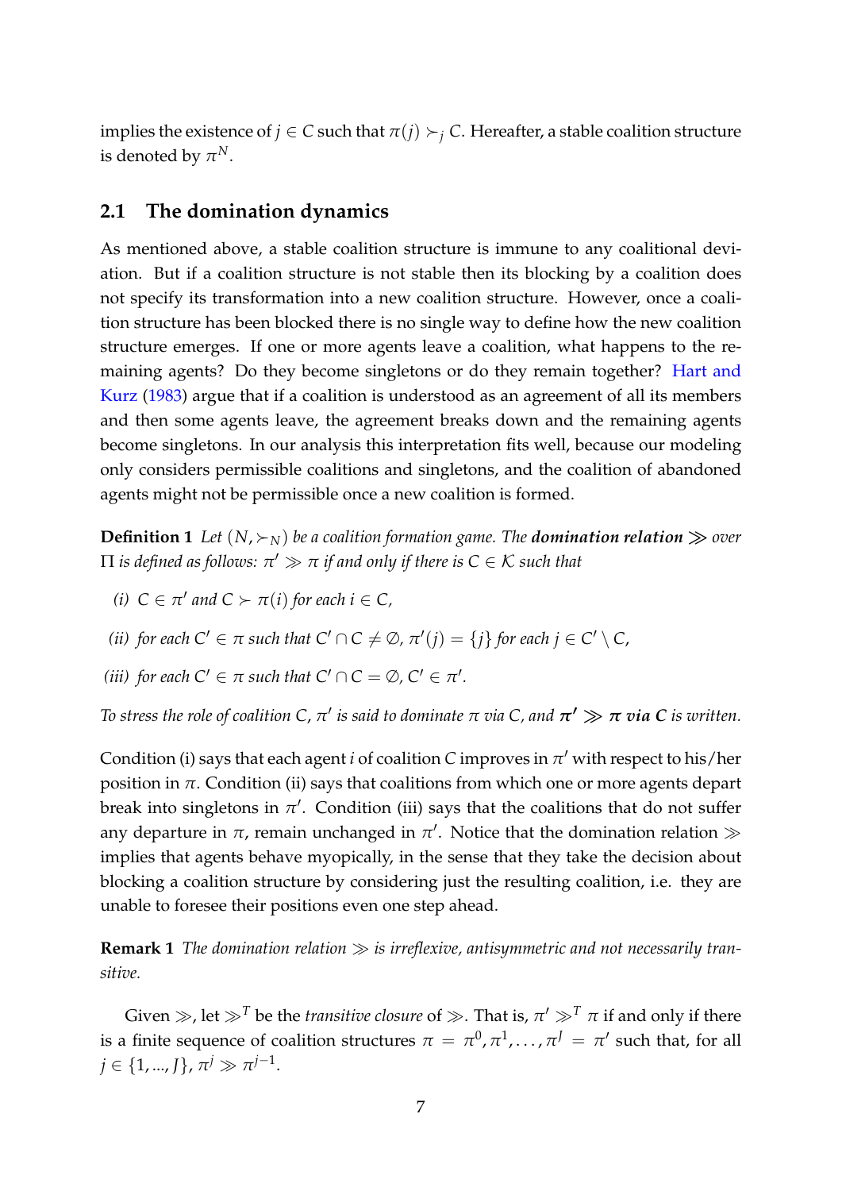implies the existence of $j \in C$ such that $\pi(j) \succ_j C$. Hereafter, a stable coalition structure is denoted by $\pi^N$.

## 2.1 The domination dynamics

As mentioned above, a stable coalition structure is immune to any coalitional deviation. But if a coalition structure is not stable then its blocking by a coalition does not specify its transformation into a new coalition structure. However, once a coalition structure has been blocked there is no single way to define how the new coalition structure emerges. If one or more agents leave a coalition, what happens to the remaining agents? Do they become singletons or do they remain together? Hart and Kurz (1983) argue that if a coalition is understood as an agreement of all its members and then some agents leave, the agreement breaks down and the remaining agents become singletons. In our analysis this interpretation fits well, because our modeling only considers permissible coalitions and singletons, and the coalition of abandoned agents might not be permissible once a new coalition is formed.

**Definition 1** *Let $(N, \succ_N)$ be a coalition formation game. The* ***domination relation*** $\gg$ *over $\Pi$ is defined as follows: $\pi' \gg \pi$ if and only if there is $C \in \mathcal{K}$ such that*

*(i) $C \in \pi'$ and $C \succ \pi(i)$ for each $i \in C$,*

*(ii) for each $C' \in \pi$ such that $C' \cap C \neq \emptyset$, $\pi'(j) = \{j\}$ for each $j \in C' \setminus C$,*

*(iii) for each $C' \in \pi$ such that $C' \cap C = \emptyset$, $C' \in \pi'$.*

*To stress the role of coalition $C$, $\pi'$ is said to dominate $\pi$ via $C$, and* $\boldsymbol{\pi' \gg \pi}$ ***via*** $\boldsymbol{C}$ *is written.*

Condition (i) says that each agent $i$ of coalition $C$ improves in $\pi'$ with respect to his/her position in $\pi$. Condition (ii) says that coalitions from which one or more agents depart break into singletons in $\pi'$. Condition (iii) says that the coalitions that do not suffer any departure in $\pi$, remain unchanged in $\pi'$. Notice that the domination relation $\gg$ implies that agents behave myopically, in the sense that they take the decision about blocking a coalition structure by considering just the resulting coalition, i.e. they are unable to foresee their positions even one step ahead.

**Remark 1** *The domination relation $\gg$ is irreflexive, antisymmetric and not necessarily transitive.*

Given $\gg$, let $\gg^T$ be the *transitive closure* of $\gg$. That is, $\pi' \gg^T \pi$ if and only if there is a finite sequence of coalition structures $\pi = \pi^0, \pi^1, \ldots, \pi^J = \pi'$ such that, for all $j \in \{1, ..., J\}$, $\pi^j \gg \pi^{j-1}$.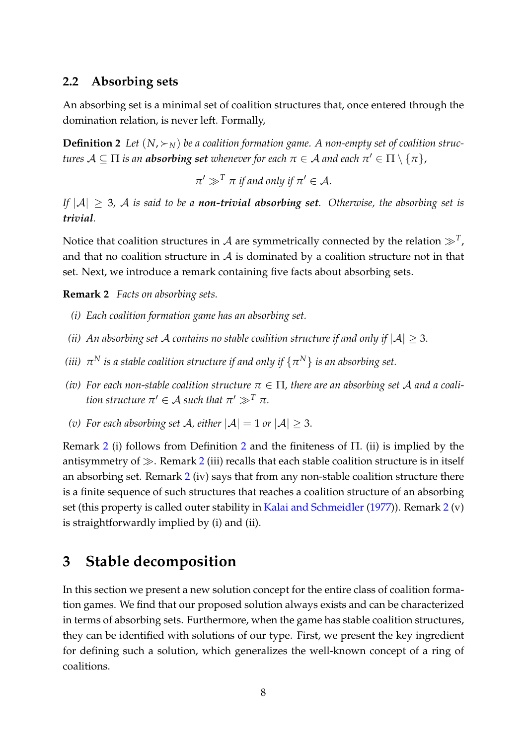## 2.2 Absorbing sets

An absorbing set is a minimal set of coalition structures that, once entered through the domination relation, is never left. Formally,

**Definition 2** *Let $(N, \succ_N)$ be a coalition formation game. A non-empty set of coalition structures $\mathcal{A} \subseteq \Pi$ is an **absorbing set** whenever for each $\pi \in \mathcal{A}$ and each $\pi' \in \Pi \setminus \{\pi\}$,*

$$\pi' \gg^T \pi \text{ if and only if } \pi' \in \mathcal{A}.$$

*If $|\mathcal{A}| \geq 3$, $\mathcal{A}$ is said to be a **non-trivial absorbing set**. Otherwise, the absorbing set is **trivial**.*

Notice that coalition structures in $\mathcal{A}$ are symmetrically connected by the relation $\gg^T$, and that no coalition structure in $\mathcal{A}$ is dominated by a coalition structure not in that set. Next, we introduce a remark containing five facts about absorbing sets.

**Remark 2** *Facts on absorbing sets.*

*(i) Each coalition formation game has an absorbing set.*

*(ii) An absorbing set $\mathcal{A}$ contains no stable coalition structure if and only if $|\mathcal{A}| \geq 3$.*

*(iii) $\pi^N$ is a stable coalition structure if and only if $\{\pi^N\}$ is an absorbing set.*

*(iv) For each non-stable coalition structure $\pi \in \Pi$, there are an absorbing set $\mathcal{A}$ and a coalition structure $\pi' \in \mathcal{A}$ such that $\pi' \gg^T \pi$.*

*(v) For each absorbing set $\mathcal{A}$, either $|\mathcal{A}| = 1$ or $|\mathcal{A}| \geq 3$.*

Remark 2 (i) follows from Definition 2 and the finiteness of $\Pi$. (ii) is implied by the antisymmetry of $\gg$. Remark 2 (iii) recalls that each stable coalition structure is in itself an absorbing set. Remark 2 (iv) says that from any non-stable coalition structure there is a finite sequence of such structures that reaches a coalition structure of an absorbing set (this property is called outer stability in Kalai and Schmeidler (1977)). Remark 2 (v) is straightforwardly implied by (i) and (ii).

# 3 Stable decomposition

In this section we present a new solution concept for the entire class of coalition formation games. We find that our proposed solution always exists and can be characterized in terms of absorbing sets. Furthermore, when the game has stable coalition structures, they can be identified with solutions of our type. First, we present the key ingredient for defining such a solution, which generalizes the well-known concept of a ring of coalitions.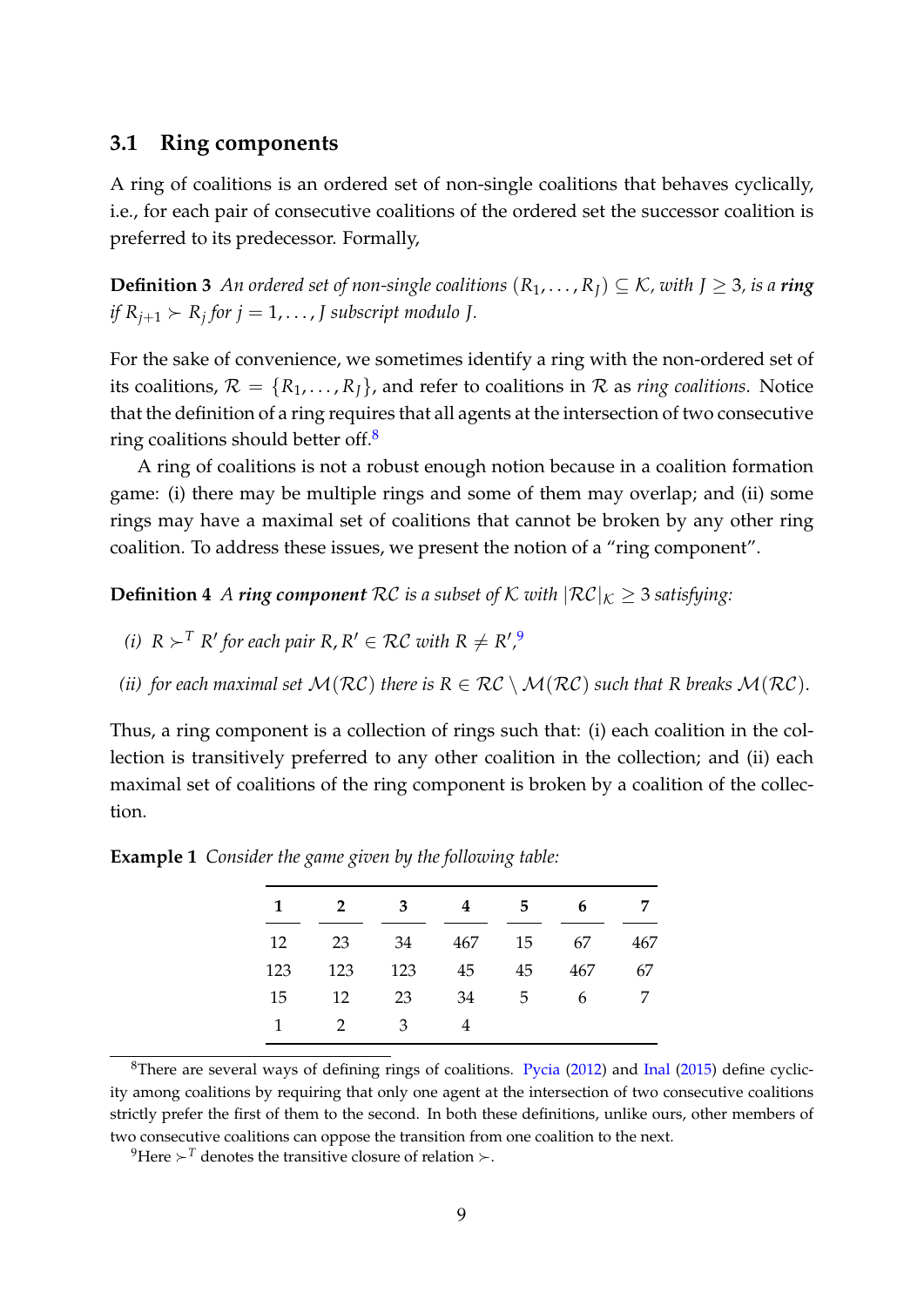### 3.1 Ring components

A ring of coalitions is an ordered set of non-single coalitions that behaves cyclically, i.e., for each pair of consecutive coalitions of the ordered set the successor coalition is preferred to its predecessor. Formally,

**Definition 3** *An ordered set of non-single coalitions $(R_1, \ldots, R_J) \subseteq \mathcal{K}$, with $J \geq 3$, is a **ring** if $R_{j+1} \succ R_j$ for $j = 1, \ldots, J$ subscript modulo $J$.*

For the sake of convenience, we sometimes identify a ring with the non-ordered set of its coalitions, $\mathcal{R} = \{R_1, \ldots, R_J\}$, and refer to coalitions in $\mathcal{R}$ as *ring coalitions*. Notice that the definition of a ring requires that all agents at the intersection of two consecutive ring coalitions should better off.[8]

A ring of coalitions is not a robust enough notion because in a coalition formation game: (i) there may be multiple rings and some of them may overlap; and (ii) some rings may have a maximal set of coalitions that cannot be broken by any other ring coalition. To address these issues, we present the notion of a "ring component".

**Definition 4** *A **ring component** $\mathcal{RC}$ is a subset of $\mathcal{K}$ with $|\mathcal{RC}|_{\mathcal{K}} \geq 3$ satisfying:*

*(i) $R \succ^T R'$ for each pair $R, R' \in \mathcal{RC}$ with $R \neq R'$,*[9]

*(ii) for each maximal set $\mathcal{M}(\mathcal{RC})$ there is $R \in \mathcal{RC} \setminus \mathcal{M}(\mathcal{RC})$ such that $R$ breaks $\mathcal{M}(\mathcal{RC})$.*

Thus, a ring component is a collection of rings such that: (i) each coalition in the collection is transitively preferred to any other coalition in the collection; and (ii) each maximal set of coalitions of the ring component is broken by a coalition of the collection.

**Example 1** *Consider the game given by the following table:*

| **1** | **2** | **3** | **4** | **5** | **6** | **7** |
|---|---|---|---|---|---|---|
| 12 | 23 | 34 | 467 | 15 | 67 | 467 |
| 123 | 123 | 123 | 45 | 45 | 467 | 67 |
| 15 | 12 | 23 | 34 | 5 | 6 | 7 |
| 1 | 2 | 3 | 4 | | | |

[8] There are several ways of defining rings of coalitions. Pycia (2012) and Inal (2015) define cyclicity among coalitions by requiring that only one agent at the intersection of two consecutive coalitions strictly prefer the first of them to the second. In both these definitions, unlike ours, other members of two consecutive coalitions can oppose the transition from one coalition to the next.

[9] Here $\succ^T$ denotes the transitive closure of relation $\succ$.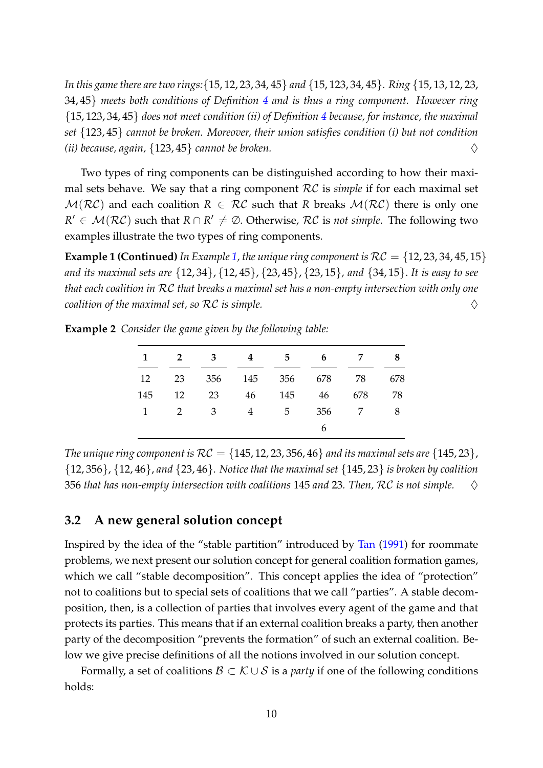*In this game there are two rings:* $\{15, 12, 23, 34, 45\}$ *and* $\{15, 123, 34, 45\}$*. Ring* $\{15, 13, 12, 23, 34, 45\}$ *meets both conditions of Definition 4 and is thus a ring component. However ring* $\{15, 123, 34, 45\}$ *does not meet condition (ii) of Definition 4 because, for instance, the maximal set* $\{123, 45\}$ *cannot be broken. Moreover, their union satisfies condition (i) but not condition (ii) because, again,* $\{123, 45\}$ *cannot be broken.* ♢

Two types of ring components can be distinguished according to how their maximal sets behave. We say that a ring component $\mathcal{RC}$ is *simple* if for each maximal set $\mathcal{M}(\mathcal{RC})$ and each coalition $R \in \mathcal{RC}$ such that $R$ breaks $\mathcal{M}(\mathcal{RC})$ there is only one $R' \in \mathcal{M}(\mathcal{RC})$ such that $R \cap R' \neq \emptyset$. Otherwise, $\mathcal{RC}$ is *not simple*. The following two examples illustrate the two types of ring components.

**Example 1 (Continued)** *In Example 1, the unique ring component is* $\mathcal{RC} = \{12, 23, 34, 45, 15\}$ *and its maximal sets are* $\{12, 34\}$*,* $\{12, 45\}$*,* $\{23, 45\}$*,* $\{23, 15\}$*, and* $\{34, 15\}$*. It is easy to see that each coalition in* $\mathcal{RC}$ *that breaks a maximal set has a non-empty intersection with only one coalition of the maximal set, so* $\mathcal{RC}$ *is simple.* ♢

**Example 2** *Consider the game given by the following table:*

| 1 | 2 | 3 | 4 | 5 | 6 | 7 | 8 |
|---|---|---|---|---|---|---|---|
| 12 | 23 | 356 | 145 | 356 | 678 | 78 | 678 |
| 145 | 12 | 23 | 46 | 145 | 46 | 678 | 78 |
| 1 | 2 | 3 | 4 | 5 | 356 | 7 | 8 |
| | | | | | 6 | | |

*The unique ring component is* $\mathcal{RC} = \{145, 12, 23, 356, 46\}$ *and its maximal sets are* $\{145, 23\}$*,* $\{12, 356\}$*,* $\{12, 46\}$*, and* $\{23, 46\}$*. Notice that the maximal set* $\{145, 23\}$ *is broken by coalition* $356$ *that has non-empty intersection with coalitions* $145$ *and* $23$*. Then,* $\mathcal{RC}$ *is not simple.* ♢

### 3.2 A new general solution concept

Inspired by the idea of the "stable partition" introduced by Tan (1991) for roommate problems, we next present our solution concept for general coalition formation games, which we call "stable decomposition". This concept applies the idea of "protection" not to coalitions but to special sets of coalitions that we call "parties". A stable decomposition, then, is a collection of parties that involves every agent of the game and that protects its parties. This means that if an external coalition breaks a party, then another party of the decomposition "prevents the formation" of such an external coalition. Below we give precise definitions of all the notions involved in our solution concept.

Formally, a set of coalitions $\mathcal{B} \subset \mathcal{K} \cup \mathcal{S}$ is a *party* if one of the following conditions holds: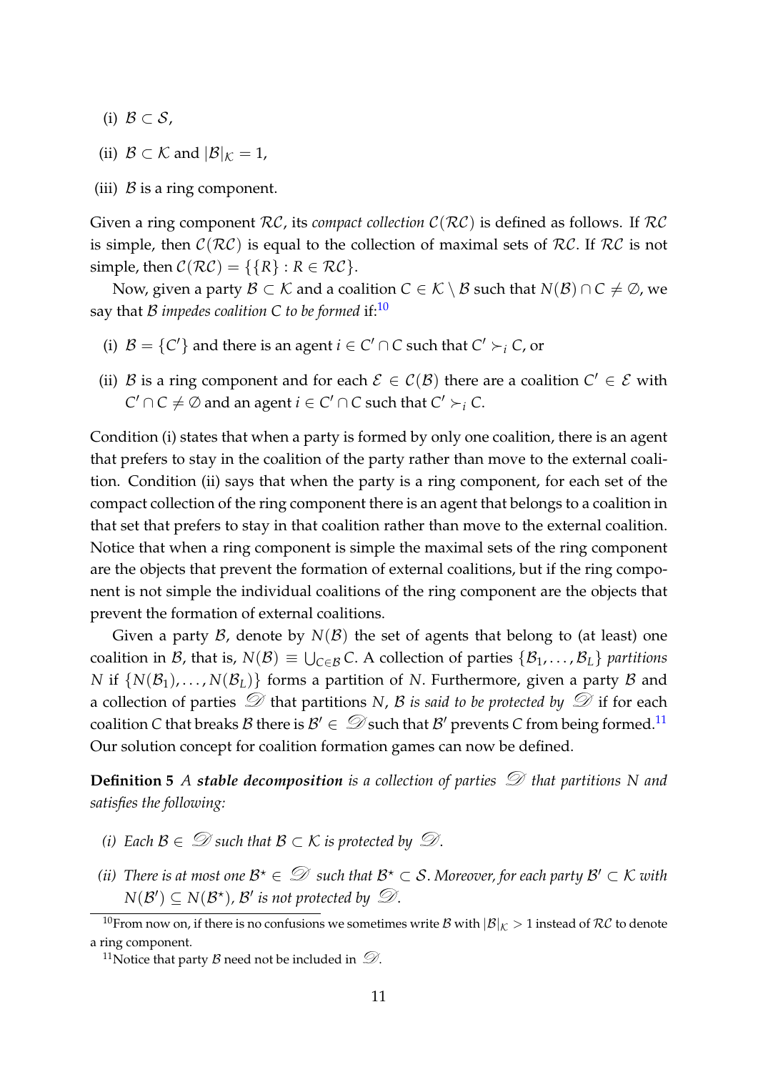(i) $\mathcal{B} \subset \mathcal{S}$,

(ii) $\mathcal{B} \subset \mathcal{K}$ and $|\mathcal{B}|_{\mathcal{K}} = 1$,

(iii) $\mathcal{B}$ is a ring component.

Given a ring component $\mathcal{RC}$, its *compact collection* $\mathcal{C}(\mathcal{RC})$ is defined as follows. If $\mathcal{RC}$ is simple, then $\mathcal{C}(\mathcal{RC})$ is equal to the collection of maximal sets of $\mathcal{RC}$. If $\mathcal{RC}$ is not simple, then $\mathcal{C}(\mathcal{RC}) = \{\{R\} : R \in \mathcal{RC}\}$.

Now, given a party $\mathcal{B} \subset \mathcal{K}$ and a coalition $C \in \mathcal{K} \setminus \mathcal{B}$ such that $N(\mathcal{B}) \cap C \neq \emptyset$, we say that $\mathcal{B}$ *impedes coalition C to be formed* if:[10]

(i) $\mathcal{B} = \{C'\}$ and there is an agent $i \in C' \cap C$ such that $C' \succ_i C$, or

(ii) $\mathcal{B}$ is a ring component and for each $\mathcal{E} \in \mathcal{C}(\mathcal{B})$ there are a coalition $C' \in \mathcal{E}$ with $C' \cap C \neq \emptyset$ and an agent $i \in C' \cap C$ such that $C' \succ_i C$.

Condition (i) states that when a party is formed by only one coalition, there is an agent that prefers to stay in the coalition of the party rather than move to the external coalition. Condition (ii) says that when the party is a ring component, for each set of the compact collection of the ring component there is an agent that belongs to a coalition in that set that prefers to stay in that coalition rather than move to the external coalition. Notice that when a ring component is simple the maximal sets of the ring component are the objects that prevent the formation of external coalitions, but if the ring component is not simple the individual coalitions of the ring component are the objects that prevent the formation of external coalitions.

Given a party $\mathcal{B}$, denote by $N(\mathcal{B})$ the set of agents that belong to (at least) one coalition in $\mathcal{B}$, that is, $N(\mathcal{B}) \equiv \bigcup_{C \in \mathcal{B}} C$. A collection of parties $\{\mathcal{B}_1, \ldots, \mathcal{B}_L\}$ *partitions* $N$ if $\{N(\mathcal{B}_1), \ldots, N(\mathcal{B}_L)\}$ forms a partition of $N$. Furthermore, given a party $\mathcal{B}$ and a collection of parties $\mathscr{D}$ that partitions $N$, $\mathcal{B}$ *is said to be protected by* $\mathscr{D}$ if for each coalition $C$ that breaks $\mathcal{B}$ there is $\mathcal{B}' \in \mathscr{D}$ such that $\mathcal{B}'$ prevents $C$ from being formed.[11] Our solution concept for coalition formation games can now be defined.

**Definition 5** *A **stable decomposition** is a collection of parties $\mathscr{D}$ that partitions $N$ and satisfies the following:*

*(i) Each $\mathcal{B} \in \mathscr{D}$ such that $\mathcal{B} \subset \mathcal{K}$ is protected by $\mathscr{D}$.*

*(ii) There is at most one $\mathcal{B}^\star \in \mathscr{D}$ such that $\mathcal{B}^\star \subset \mathcal{S}$. Moreover, for each party $\mathcal{B}' \subset \mathcal{K}$ with $N(\mathcal{B}') \subseteq N(\mathcal{B}^\star)$, $\mathcal{B}'$ is not protected by $\mathscr{D}$.*

---

[10] From now on, if there is no confusions we sometimes write $\mathcal{B}$ with $|\mathcal{B}|_{\mathcal{K}} > 1$ instead of $\mathcal{RC}$ to denote a ring component.

[11] Notice that party $\mathcal{B}$ need not be included in $\mathscr{D}$.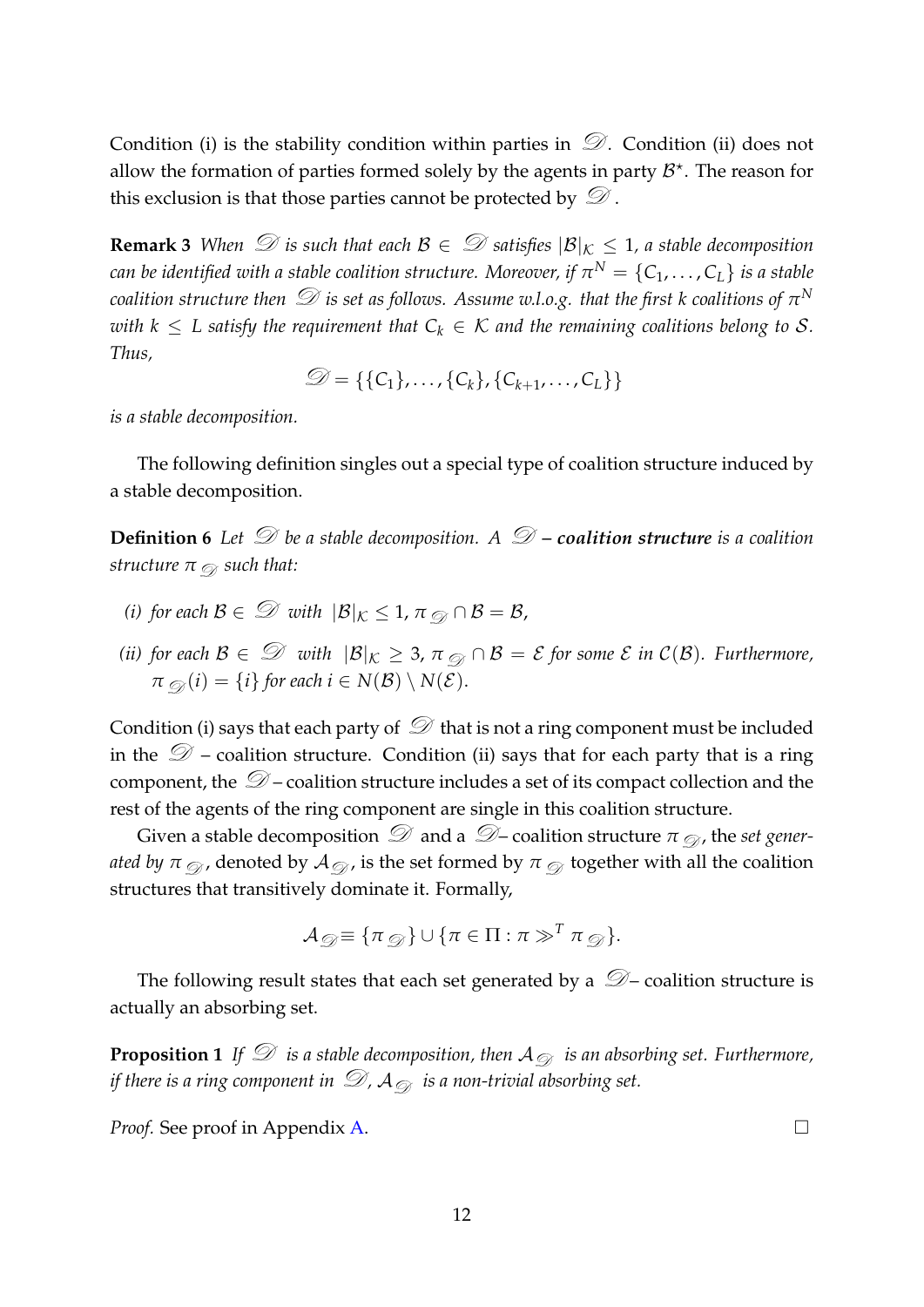Condition (i) is the stability condition within parties in $\mathscr{D}$. Condition (ii) does not allow the formation of parties formed solely by the agents in party $\mathcal{B}^\star$. The reason for this exclusion is that those parties cannot be protected by $\mathscr{D}$.

**Remark 3** *When $\mathscr{D}$ is such that each $\mathcal{B} \in \mathscr{D}$ satisfies $|\mathcal{B}|_{\mathcal{K}} \leq 1$, a stable decomposition can be identified with a stable coalition structure. Moreover, if $\pi^N = \{C_1, \ldots, C_L\}$ is a stable coalition structure then $\mathscr{D}$ is set as follows. Assume w.l.o.g. that the first $k$ coalitions of $\pi^N$ with $k \leq L$ satisfy the requirement that $C_k \in \mathcal{K}$ and the remaining coalitions belong to $\mathcal{S}$. Thus,*

$$\mathscr{D} = \{\{C_1\}, \ldots, \{C_k\}, \{C_{k+1}, \ldots, C_L\}\}$$

*is a stable decomposition.*

The following definition singles out a special type of coalition structure induced by a stable decomposition.

**Definition 6** *Let $\mathscr{D}$ be a stable decomposition. A $\mathscr{D}$ – **coalition structure** is a coalition structure $\pi_{\mathscr{D}}$ such that:*

*(i) for each $\mathcal{B} \in \mathscr{D}$ with $|\mathcal{B}|_{\mathcal{K}} \leq 1$, $\pi_{\mathscr{D}} \cap \mathcal{B} = \mathcal{B}$,*

*(ii) for each $\mathcal{B} \in \mathscr{D}$ with $|\mathcal{B}|_{\mathcal{K}} \geq 3$, $\pi_{\mathscr{D}} \cap \mathcal{B} = \mathcal{E}$ for some $\mathcal{E}$ in $\mathcal{C}(\mathcal{B})$. Furthermore, $\pi_{\mathscr{D}}(i) = \{i\}$ for each $i \in N(\mathcal{B}) \setminus N(\mathcal{E})$.*

Condition (i) says that each party of $\mathscr{D}$ that is not a ring component must be included in the $\mathscr{D}$ – coalition structure. Condition (ii) says that for each party that is a ring component, the $\mathscr{D}$ – coalition structure includes a set of its compact collection and the rest of the agents of the ring component are single in this coalition structure.

Given a stable decomposition $\mathscr{D}$ and a $\mathscr{D}$– coalition structure $\pi_{\mathscr{D}}$, the *set generated by* $\pi_{\mathscr{D}}$, denoted by $\mathcal{A}_{\mathscr{D}}$, is the set formed by $\pi_{\mathscr{D}}$ together with all the coalition structures that transitively dominate it. Formally,

$$\mathcal{A}_{\mathscr{D}} \equiv \{\pi_{\mathscr{D}}\} \cup \{\pi \in \Pi : \pi \gg^T \pi_{\mathscr{D}}\}.$$

The following result states that each set generated by a $\mathscr{D}$– coalition structure is actually an absorbing set.

**Proposition 1** *If $\mathscr{D}$ is a stable decomposition, then $\mathcal{A}_{\mathscr{D}}$ is an absorbing set. Furthermore, if there is a ring component in $\mathscr{D}$, $\mathcal{A}_{\mathscr{D}}$ is a non-trivial absorbing set.*

*Proof.* See proof in Appendix A. □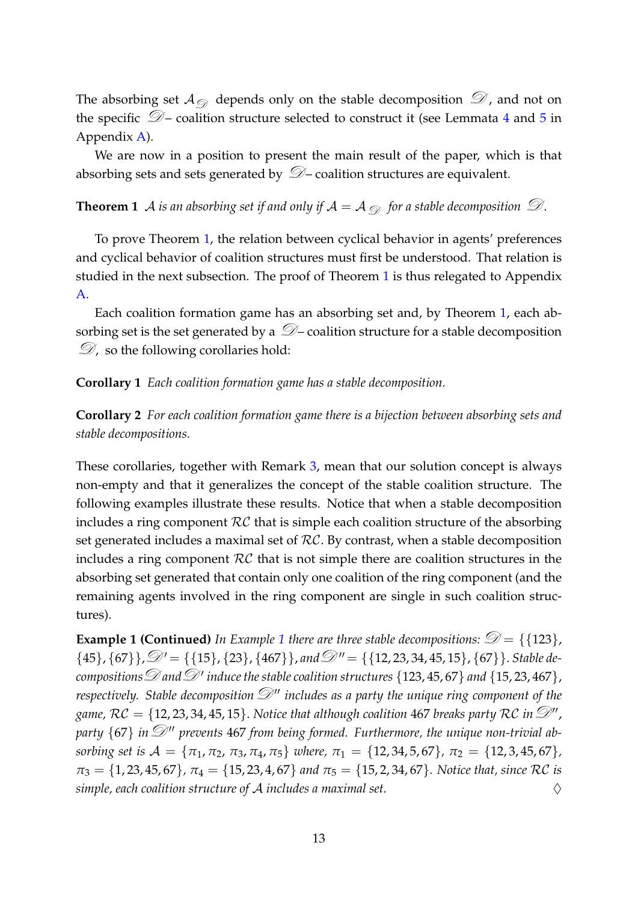The absorbing set $\mathcal{A}_{\mathscr{D}}$ depends only on the stable decomposition $\mathscr{D}$, and not on the specific $\mathscr{D}$– coalition structure selected to construct it (see Lemmata 4 and 5 in Appendix A).

We are now in a position to present the main result of the paper, which is that absorbing sets and sets generated by $\mathscr{D}$– coalition structures are equivalent.

**Theorem 1** *$\mathcal{A}$ is an absorbing set if and only if $\mathcal{A} = \mathcal{A}_{\mathscr{D}}$ for a stable decomposition $\mathscr{D}$.*

To prove Theorem 1, the relation between cyclical behavior in agents' preferences and cyclical behavior of coalition structures must first be understood. That relation is studied in the next subsection. The proof of Theorem 1 is thus relegated to Appendix A.

Each coalition formation game has an absorbing set and, by Theorem 1, each absorbing set is the set generated by a $\mathscr{D}$– coalition structure for a stable decomposition $\mathscr{D}$, so the following corollaries hold:

**Corollary 1** *Each coalition formation game has a stable decomposition.*

**Corollary 2** *For each coalition formation game there is a bijection between absorbing sets and stable decompositions.*

These corollaries, together with Remark 3, mean that our solution concept is always non-empty and that it generalizes the concept of the stable coalition structure. The following examples illustrate these results. Notice that when a stable decomposition includes a ring component $\mathcal{RC}$ that is simple each coalition structure of the absorbing set generated includes a maximal set of $\mathcal{RC}$. By contrast, when a stable decomposition includes a ring component $\mathcal{RC}$ that is not simple there are coalition structures in the absorbing set generated that contain only one coalition of the ring component (and the remaining agents involved in the ring component are single in such coalition structures).

**Example 1 (Continued)** *In Example 1 there are three stable decompositions: $\mathscr{D} = \{\{123\}, \{45\}, \{67\}\}$, $\mathscr{D}' = \{\{15\}, \{23\}, \{467\}\}$, and $\mathscr{D}'' = \{\{12, 23, 34, 45, 15\}, \{67\}\}$. Stable decompositions $\mathscr{D}$ and $\mathscr{D}'$ induce the stable coalition structures $\{123, 45, 67\}$ and $\{15, 23, 467\}$, respectively. Stable decomposition $\mathscr{D}''$ includes as a party the unique ring component of the game, $\mathcal{RC} = \{12, 23, 34, 45, 15\}$. Notice that although coalition 467 breaks party $\mathcal{RC}$ in $\mathscr{D}''$, party $\{67\}$ in $\mathscr{D}''$ prevents 467 from being formed. Furthermore, the unique non-trivial absorbing set is $\mathcal{A} = \{\pi_1, \pi_2, \pi_3, \pi_4, \pi_5\}$ where, $\pi_1 = \{12, 34, 5, 67\}$, $\pi_2 = \{12, 3, 45, 67\}$, $\pi_3 = \{1, 23, 45, 67\}$, $\pi_4 = \{15, 23, 4, 67\}$ and $\pi_5 = \{15, 2, 34, 67\}$. Notice that, since $\mathcal{RC}$ is simple, each coalition structure of $\mathcal{A}$ includes a maximal set.* ◊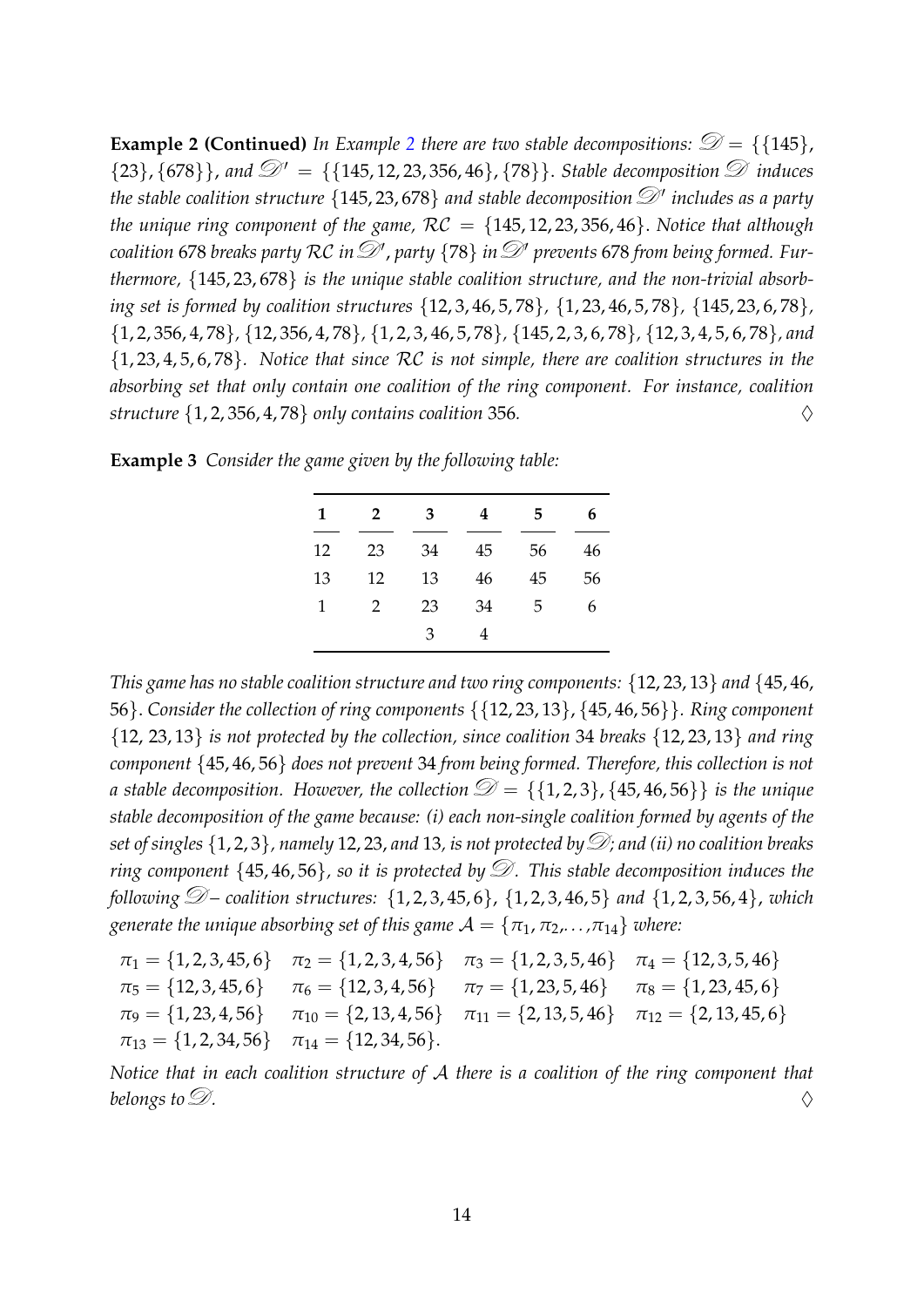**Example 2 (Continued)** *In Example 2 there are two stable decompositions: $\mathscr{D} = \{\{145\}, \{23\}, \{678\}\}$, and $\mathscr{D}' = \{\{145, 12, 23, 356, 46\}, \{78\}\}$. Stable decomposition $\mathscr{D}$ induces the stable coalition structure $\{145, 23, 678\}$ and stable decomposition $\mathscr{D}'$ includes as a party the unique ring component of the game, $\mathcal{RC} = \{145, 12, 23, 356, 46\}$. Notice that although coalition 678 breaks party $\mathcal{RC}$ in $\mathscr{D}'$, party $\{78\}$ in $\mathscr{D}'$ prevents 678 from being formed. Furthermore, $\{145, 23, 678\}$ is the unique stable coalition structure, and the non-trivial absorbing set is formed by coalition structures $\{12, 3, 46, 5, 78\}$, $\{1, 23, 46, 5, 78\}$, $\{145, 23, 6, 78\}$, $\{1, 2, 356, 4, 78\}$, $\{12, 356, 4, 78\}$, $\{1, 2, 3, 46, 5, 78\}$, $\{145, 2, 3, 6, 78\}$, $\{12, 3, 4, 5, 6, 78\}$, and $\{1, 23, 4, 5, 6, 78\}$. Notice that since $\mathcal{RC}$ is not simple, there are coalition structures in the absorbing set that only contain one coalition of the ring component. For instance, coalition structure $\{1, 2, 356, 4, 78\}$ only contains coalition 356.* ♢

**Example 3** *Consider the game given by the following table:*

| 1 | 2 | 3 | 4 | 5 | 6 |
|---|---|---|---|---|---|
| 12 | 23 | 34 | 45 | 56 | 46 |
| 13 | 12 | 13 | 46 | 45 | 56 |
| 1 | 2 | 23 | 34 | 5 | 6 |
| | | 3 | 4 | | |

*This game has no stable coalition structure and two ring components: $\{12, 23, 13\}$ and $\{45, 46, 56\}$. Consider the collection of ring components $\{\{12, 23, 13\}, \{45, 46, 56\}\}$. Ring component $\{12, 23, 13\}$ is not protected by the collection, since coalition 34 breaks $\{12, 23, 13\}$ and ring component $\{45, 46, 56\}$ does not prevent 34 from being formed. Therefore, this collection is not a stable decomposition. However, the collection $\mathscr{D} = \{\{1, 2, 3\}, \{45, 46, 56\}\}$ is the unique stable decomposition of the game because: (i) each non-single coalition formed by agents of the set of singles $\{1, 2, 3\}$, namely 12, 23, and 13, is not protected by $\mathscr{D}$; and (ii) no coalition breaks ring component $\{45, 46, 56\}$, so it is protected by $\mathscr{D}$. This stable decomposition induces the following $\mathscr{D}$– coalition structures: $\{1, 2, 3, 45, 6\}$, $\{1, 2, 3, 46, 5\}$ and $\{1, 2, 3, 56, 4\}$, which generate the unique absorbing set of this game $\mathcal{A} = \{\pi_1, \pi_2, \ldots, \pi_{14}\}$ where:*

$$\pi_1 = \{1, 2, 3, 45, 6\} \quad \pi_2 = \{1, 2, 3, 4, 56\} \quad \pi_3 = \{1, 2, 3, 5, 46\} \quad \pi_4 = \{12, 3, 5, 46\}$$
$$\pi_5 = \{12, 3, 45, 6\} \quad \pi_6 = \{12, 3, 4, 56\} \quad \pi_7 = \{1, 23, 5, 46\} \quad \pi_8 = \{1, 23, 45, 6\}$$
$$\pi_9 = \{1, 23, 4, 56\} \quad \pi_{10} = \{2, 13, 4, 56\} \quad \pi_{11} = \{2, 13, 5, 46\} \quad \pi_{12} = \{2, 13, 45, 6\}$$
$$\pi_{13} = \{1, 2, 34, 56\} \quad \pi_{14} = \{12, 34, 56\}.$$

*Notice that in each coalition structure of $\mathcal{A}$ there is a coalition of the ring component that belongs to $\mathscr{D}$.* ♢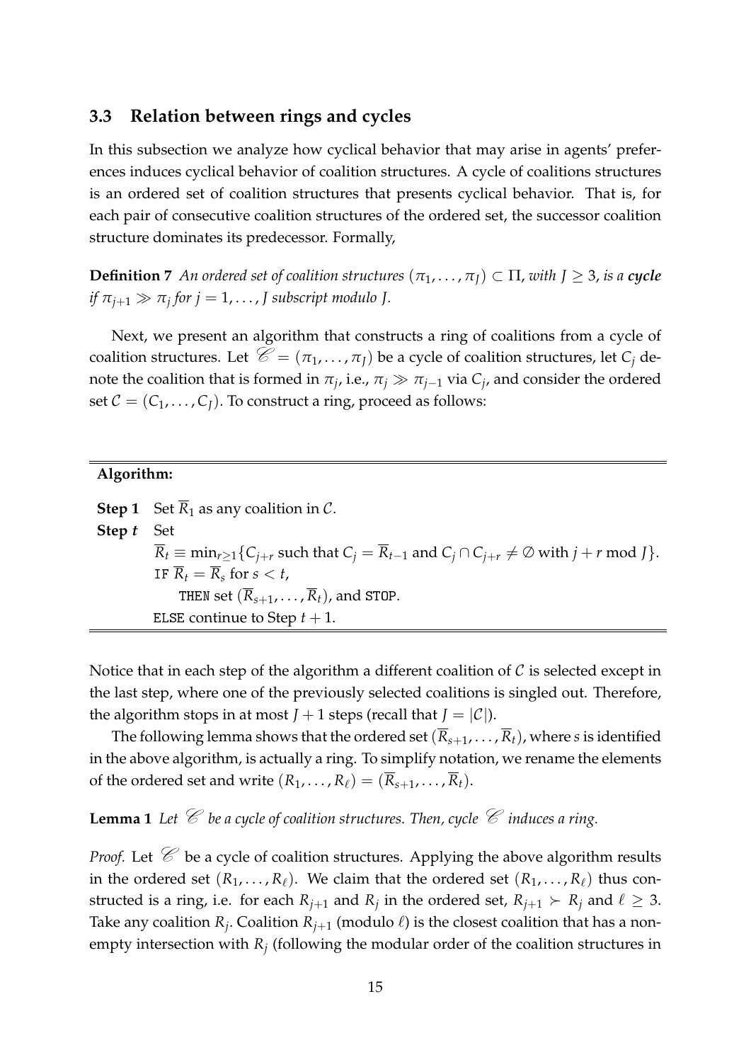### 3.3 Relation between rings and cycles

In this subsection we analyze how cyclical behavior that may arise in agents' preferences induces cyclical behavior of coalition structures. A cycle of coalitions structures is an ordered set of coalition structures that presents cyclical behavior. That is, for each pair of consecutive coalition structures of the ordered set, the successor coalition structure dominates its predecessor. Formally,

**Definition 7** *An ordered set of coalition structures $(\pi_1, \ldots, \pi_J) \subset \Pi$, with $J \geq 3$, is a* ***cycle*** *if $\pi_{j+1} \gg \pi_j$ for $j = 1, \ldots, J$ subscript modulo $J$.*

Next, we present an algorithm that constructs a ring of coalitions from a cycle of coalition structures. Let $\mathscr{C} = (\pi_1, \ldots, \pi_J)$ be a cycle of coalition structures, let $C_j$ denote the coalition that is formed in $\pi_j$, i.e., $\pi_j \gg \pi_{j-1}$ via $C_j$, and consider the ordered set $\mathcal{C} = (C_1, \ldots, C_J)$. To construct a ring, proceed as follows:

---

**Algorithm:**

**Step 1** Set $\overline{R}_1$ as any coalition in $\mathcal{C}$.

**Step $t$** Set
$\overline{R}_t \equiv \min_{r \geq 1}\{C_{j+r}$ such that $C_j = \overline{R}_{t-1}$ and $C_j \cap C_{j+r} \neq \emptyset$ with $j + r \bmod J\}$.
`IF` $\overline{R}_t = \overline{R}_s$ for $s < t$,
`THEN` set $(\overline{R}_{s+1}, \ldots, \overline{R}_t)$, and `STOP`.
`ELSE` continue to Step $t + 1$.

---

Notice that in each step of the algorithm a different coalition of $\mathcal{C}$ is selected except in the last step, where one of the previously selected coalitions is singled out. Therefore, the algorithm stops in at most $J + 1$ steps (recall that $J = |\mathcal{C}|$).

The following lemma shows that the ordered set $(\overline{R}_{s+1}, \ldots, \overline{R}_t)$, where $s$ is identified in the above algorithm, is actually a ring. To simplify notation, we rename the elements of the ordered set and write $(R_1, \ldots, R_\ell) = (\overline{R}_{s+1}, \ldots, \overline{R}_t)$.

**Lemma 1** *Let $\mathscr{C}$ be a cycle of coalition structures. Then, cycle $\mathscr{C}$ induces a ring.*

*Proof.* Let $\mathscr{C}$ be a cycle of coalition structures. Applying the above algorithm results in the ordered set $(R_1, \ldots, R_\ell)$. We claim that the ordered set $(R_1, \ldots, R_\ell)$ thus constructed is a ring, i.e. for each $R_{j+1}$ and $R_j$ in the ordered set, $R_{j+1} \succ R_j$ and $\ell \geq 3$. Take any coalition $R_j$. Coalition $R_{j+1}$ (modulo $\ell$) is the closest coalition that has a nonempty intersection with $R_j$ (following the modular order of the coalition structures in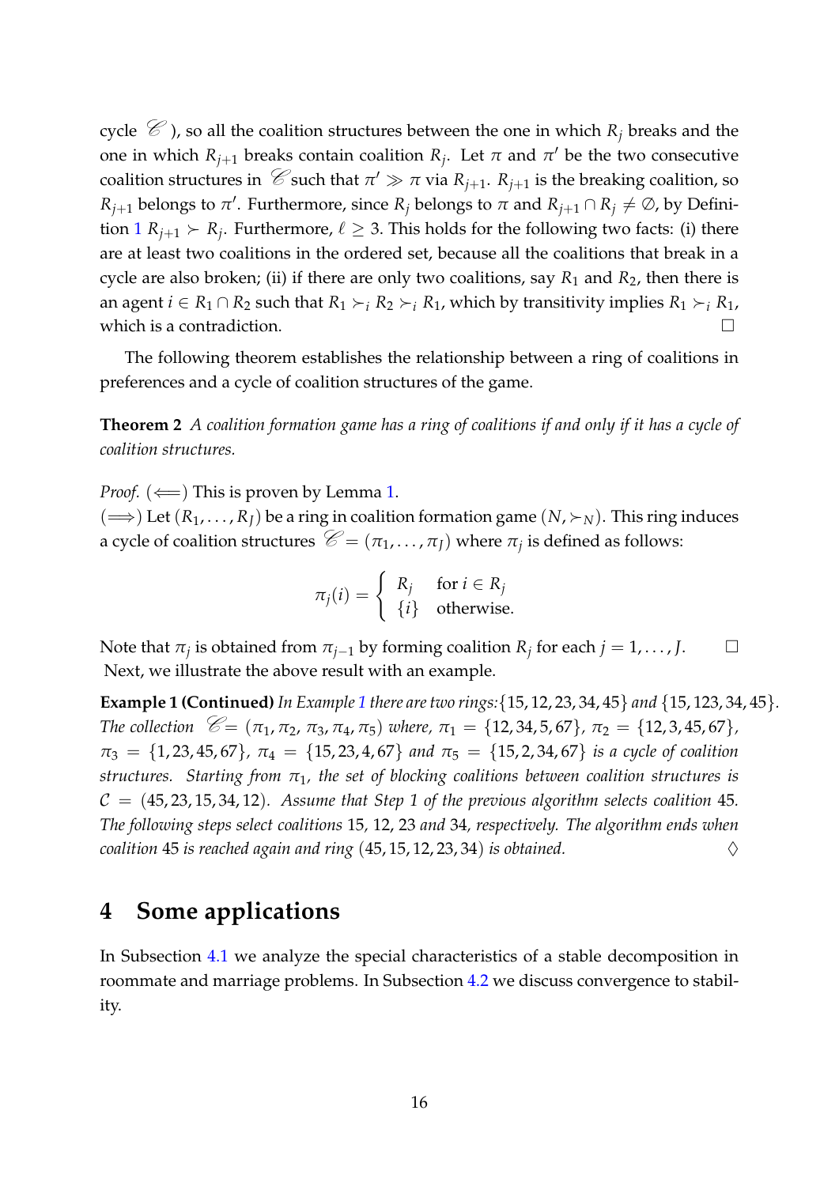cycle $\mathscr{C}$ ), so all the coalition structures between the one in which $R_j$ breaks and the one in which $R_{j+1}$ breaks contain coalition $R_j$. Let $\pi$ and $\pi'$ be the two consecutive coalition structures in $\mathscr{C}$ such that $\pi' \gg \pi$ via $R_{j+1}$. $R_{j+1}$ is the breaking coalition, so $R_{j+1}$ belongs to $\pi'$. Furthermore, since $R_j$ belongs to $\pi$ and $R_{j+1} \cap R_j \neq \emptyset$, by Definition 1 $R_{j+1} \succ R_j$. Furthermore, $\ell \geq 3$. This holds for the following two facts: (i) there are at least two coalitions in the ordered set, because all the coalitions that break in a cycle are also broken; (ii) if there are only two coalitions, say $R_1$ and $R_2$, then there is an agent $i \in R_1 \cap R_2$ such that $R_1 \succ_i R_2 \succ_i R_1$, which by transitivity implies $R_1 \succ_i R_1$, which is a contradiction. □

The following theorem establishes the relationship between a ring of coalitions in preferences and a cycle of coalition structures of the game.

**Theorem 2** *A coalition formation game has a ring of coalitions if and only if it has a cycle of coalition structures.*

*Proof.* ($\Longleftarrow$) This is proven by Lemma 1.
($\Longrightarrow$) Let $(R_1, \ldots, R_J)$ be a ring in coalition formation game $(N, \succ_N)$. This ring induces a cycle of coalition structures $\mathscr{C} = (\pi_1, \ldots, \pi_J)$ where $\pi_j$ is defined as follows:

$$\pi_j(i) = \begin{cases} R_j & \text{for } i \in R_j \\ \{i\} & \text{otherwise.} \end{cases}$$

Note that $\pi_j$ is obtained from $\pi_{j-1}$ by forming coalition $R_j$ for each $j = 1, \ldots, J$. □
Next, we illustrate the above result with an example.

**Example 1 (Continued)** *In Example 1 there are two rings:* $\{15, 12, 23, 34, 45\}$ *and* $\{15, 123, 34, 45\}$. *The collection* $\mathscr{C} = (\pi_1, \pi_2, \pi_3, \pi_4, \pi_5)$ *where,* $\pi_1 = \{12, 34, 5, 67\}$, $\pi_2 = \{12, 3, 45, 67\}$, $\pi_3 = \{1, 23, 45, 67\}$, $\pi_4 = \{15, 23, 4, 67\}$ *and* $\pi_5 = \{15, 2, 34, 67\}$ *is a cycle of coalition structures. Starting from* $\pi_1$*, the set of blocking coalitions between coalition structures is* $\mathcal{C} = (45, 23, 15, 34, 12)$. *Assume that Step 1 of the previous algorithm selects coalition* 45. *The following steps select coalitions* 15, 12, 23 *and* 34*, respectively. The algorithm ends when coalition* 45 *is reached again and ring* $(45, 15, 12, 23, 34)$ *is obtained.* ◊

# 4 Some applications

In Subsection 4.1 we analyze the special characteristics of a stable decomposition in roommate and marriage problems. In Subsection 4.2 we discuss convergence to stability.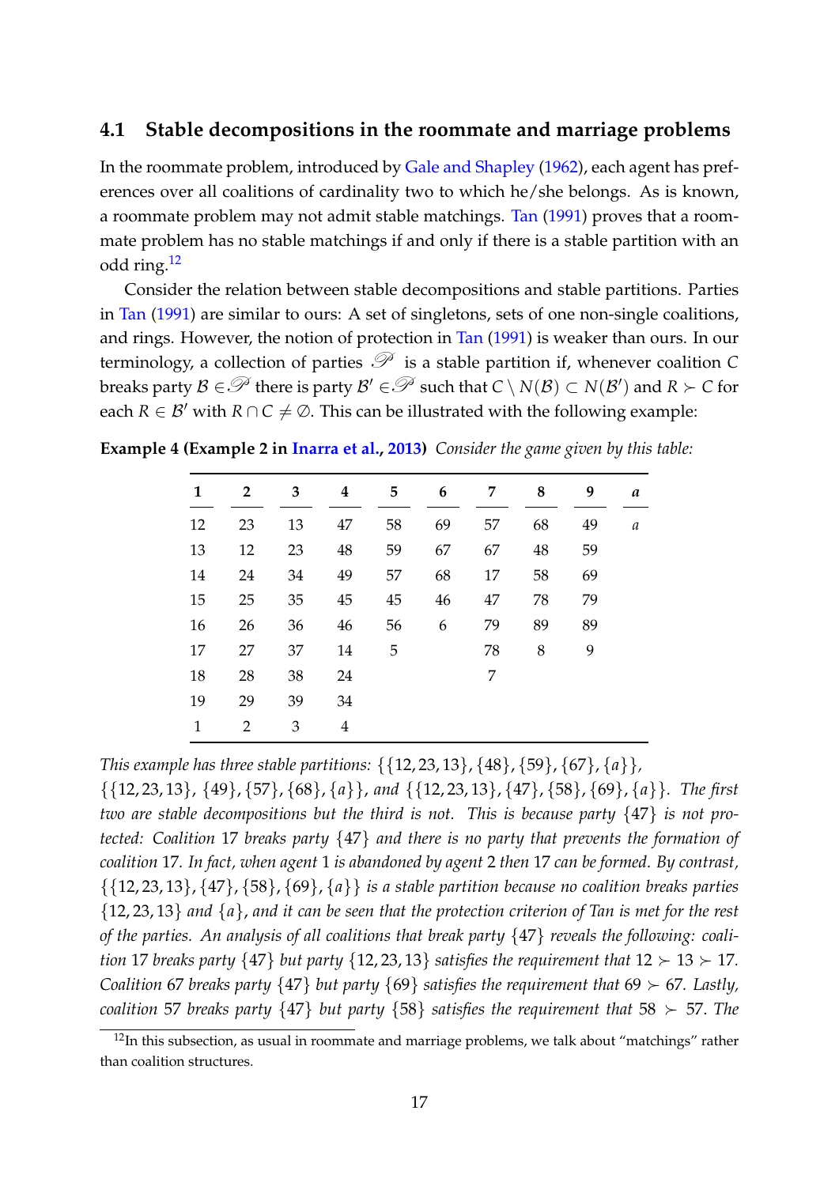### 4.1 Stable decompositions in the roommate and marriage problems

In the roommate problem, introduced by Gale and Shapley (1962), each agent has preferences over all coalitions of cardinality two to which he/she belongs. As is known, a roommate problem may not admit stable matchings. Tan (1991) proves that a roommate problem has no stable matchings if and only if there is a stable partition with an odd ring.[12]

Consider the relation between stable decompositions and stable partitions. Parties in Tan (1991) are similar to ours: A set of singletons, sets of one non-single coalitions, and rings. However, the notion of protection in Tan (1991) is weaker than ours. In our terminology, a collection of parties $\mathscr{P}$ is a stable partition if, whenever coalition $C$ breaks party $\mathcal{B} \in \mathscr{P}$ there is party $\mathcal{B}' \in \mathscr{P}$ such that $C \setminus N(\mathcal{B}) \subset N(\mathcal{B}')$ and $R \succ C$ for each $R \in \mathcal{B}'$ with $R \cap C \neq \emptyset$. This can be illustrated with the following example:

**Example 4 (Example 2 in Inarra et al., 2013)** *Consider the game given by this table:*

| **1** | **2** | **3** | **4** | **5** | **6** | **7** | **8** | **9** | ***a*** |
|---|---|---|---|---|---|---|---|---|---|
| 12 | 23 | 13 | 47 | 58 | 69 | 57 | 68 | 49 | *a* |
| 13 | 12 | 23 | 48 | 59 | 67 | 67 | 48 | 59 | |
| 14 | 24 | 34 | 49 | 57 | 68 | 17 | 58 | 69 | |
| 15 | 25 | 35 | 45 | 45 | 46 | 47 | 78 | 79 | |
| 16 | 26 | 36 | 46 | 56 | 6 | 79 | 89 | 89 | |
| 17 | 27 | 37 | 14 | 5 | | 78 | 8 | 9 | |
| 18 | 28 | 38 | 24 | | | 7 | | | |
| 19 | 29 | 39 | 34 | | | | | | |
| 1 | 2 | 3 | 4 | | | | | | |

*This example has three stable partitions:* $\{\{12, 23, 13\}, \{48\}, \{59\}, \{67\}, \{a\}\}$, $\{\{12, 23, 13\}, \{49\}, \{57\}, \{68\}, \{a\}\}$, *and* $\{\{12, 23, 13\}, \{47\}, \{58\}, \{69\}, \{a\}\}$. *The first two are stable decompositions but the third is not. This is because party* $\{47\}$ *is not protected: Coalition* $17$ *breaks party* $\{47\}$ *and there is no party that prevents the formation of coalition* $17$*. In fact, when agent* $1$ *is abandoned by agent* $2$ *then* $17$ *can be formed. By contrast,* $\{\{12, 23, 13\}, \{47\}, \{58\}, \{69\}, \{a\}\}$ *is a stable partition because no coalition breaks parties* $\{12, 23, 13\}$ *and* $\{a\}$*, and it can be seen that the protection criterion of Tan is met for the rest of the parties. An analysis of all coalitions that break party* $\{47\}$ *reveals the following: coalition* $17$ *breaks party* $\{47\}$ *but party* $\{12, 23, 13\}$ *satisfies the requirement that* $12 \succ 13 \succ 17$*. Coalition* $67$ *breaks party* $\{47\}$ *but party* $\{69\}$ *satisfies the requirement that* $69 \succ 67$*. Lastly, coalition* $57$ *breaks party* $\{47\}$ *but party* $\{58\}$ *satisfies the requirement that* $58 \succ 57$*. The*

[12]In this subsection, as usual in roommate and marriage problems, we talk about "matchings" rather than coalition structures.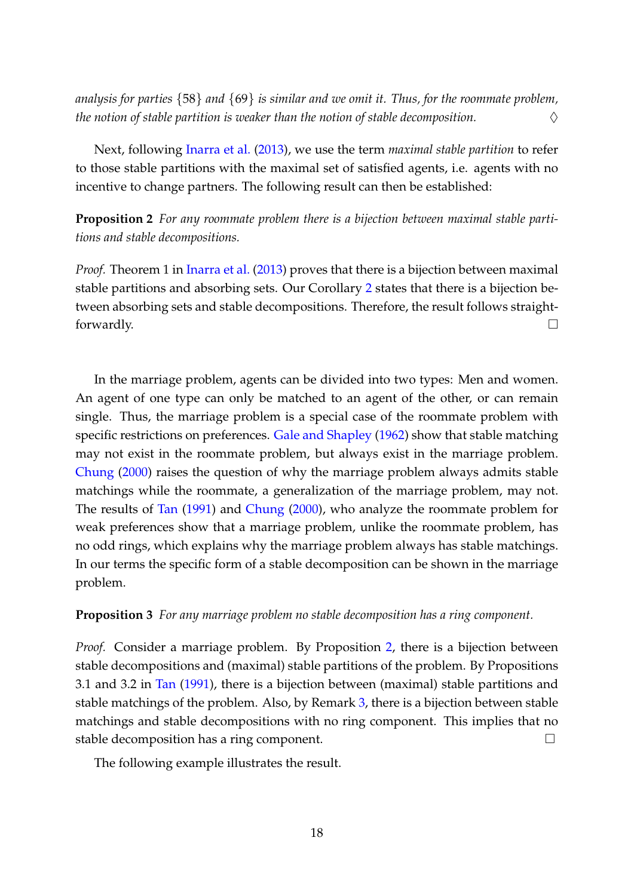*analysis for parties* $\{58\}$ *and* $\{69\}$ *is similar and we omit it. Thus, for the roommate problem, the notion of stable partition is weaker than the notion of stable decomposition.* ◊

Next, following Inarra et al. (2013), we use the term *maximal stable partition* to refer to those stable partitions with the maximal set of satisfied agents, i.e. agents with no incentive to change partners. The following result can then be established:

**Proposition 2** *For any roommate problem there is a bijection between maximal stable partitions and stable decompositions.*

*Proof.* Theorem 1 in Inarra et al. (2013) proves that there is a bijection between maximal stable partitions and absorbing sets. Our Corollary 2 states that there is a bijection between absorbing sets and stable decompositions. Therefore, the result follows straightforwardly. □

In the marriage problem, agents can be divided into two types: Men and women. An agent of one type can only be matched to an agent of the other, or can remain single. Thus, the marriage problem is a special case of the roommate problem with specific restrictions on preferences. Gale and Shapley (1962) show that stable matching may not exist in the roommate problem, but always exist in the marriage problem. Chung (2000) raises the question of why the marriage problem always admits stable matchings while the roommate, a generalization of the marriage problem, may not. The results of Tan (1991) and Chung (2000), who analyze the roommate problem for weak preferences show that a marriage problem, unlike the roommate problem, has no odd rings, which explains why the marriage problem always has stable matchings. In our terms the specific form of a stable decomposition can be shown in the marriage problem.

**Proposition 3** *For any marriage problem no stable decomposition has a ring component.*

*Proof.* Consider a marriage problem. By Proposition 2, there is a bijection between stable decompositions and (maximal) stable partitions of the problem. By Propositions 3.1 and 3.2 in Tan (1991), there is a bijection between (maximal) stable partitions and stable matchings of the problem. Also, by Remark 3, there is a bijection between stable matchings and stable decompositions with no ring component. This implies that no stable decomposition has a ring component. □

The following example illustrates the result.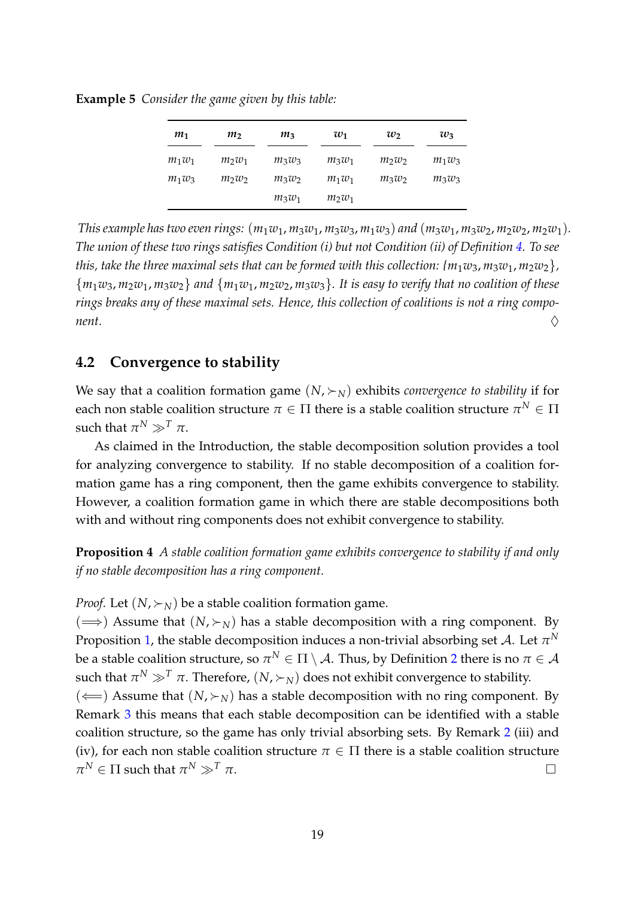**Example 5** *Consider the game given by this table:*

| $m_1$ | $m_2$ | $m_3$ | $w_1$ | $w_2$ | $w_3$ |
|---|---|---|---|---|---|
| $m_1w_1$ | $m_2w_1$ | $m_3w_3$ | $m_3w_1$ | $m_2w_2$ | $m_1w_3$ |
| $m_1w_3$ | $m_2w_2$ | $m_3w_2$ | $m_1w_1$ | $m_3w_2$ | $m_3w_3$ |
| | | $m_3w_1$ | $m_2w_1$ | | |

*This example has two even rings: $(m_1w_1, m_3w_1, m_3w_3, m_1w_3)$ and $(m_3w_1, m_3w_2, m_2w_2, m_2w_1)$. The union of these two rings satisfies Condition (i) but not Condition (ii) of Definition 4. To see this, take the three maximal sets that can be formed with this collection: $\{m_1w_3, m_3w_1, m_2w_2\}$, $\{m_1w_3, m_2w_1, m_3w_2\}$ and $\{m_1w_1, m_2w_2, m_3w_3\}$. It is easy to verify that no coalition of these rings breaks any of these maximal sets. Hence, this collection of coalitions is not a ring component.* ◊

## 4.2 Convergence to stability

We say that a coalition formation game $(N, \succ_N)$ exhibits *convergence to stability* if for each non stable coalition structure $\pi \in \Pi$ there is a stable coalition structure $\pi^N \in \Pi$ such that $\pi^N \gg^T \pi$.

As claimed in the Introduction, the stable decomposition solution provides a tool for analyzing convergence to stability. If no stable decomposition of a coalition formation game has a ring component, then the game exhibits convergence to stability. However, a coalition formation game in which there are stable decompositions both with and without ring components does not exhibit convergence to stability.

**Proposition 4** *A stable coalition formation game exhibits convergence to stability if and only if no stable decomposition has a ring component.*

*Proof.* Let $(N, \succ_N)$ be a stable coalition formation game.
($\Longrightarrow$) Assume that $(N, \succ_N)$ has a stable decomposition with a ring component. By Proposition 1, the stable decomposition induces a non-trivial absorbing set $\mathcal{A}$. Let $\pi^N$ be a stable coalition structure, so $\pi^N \in \Pi \setminus \mathcal{A}$. Thus, by Definition 2 there is no $\pi \in \mathcal{A}$ such that $\pi^N \gg^T \pi$. Therefore, $(N, \succ_N)$ does not exhibit convergence to stability.
($\Longleftarrow$) Assume that $(N, \succ_N)$ has a stable decomposition with no ring component. By Remark 3 this means that each stable decomposition can be identified with a stable coalition structure, so the game has only trivial absorbing sets. By Remark 2 (iii) and (iv), for each non stable coalition structure $\pi \in \Pi$ there is a stable coalition structure $\pi^N \in \Pi$ such that $\pi^N \gg^T \pi$. □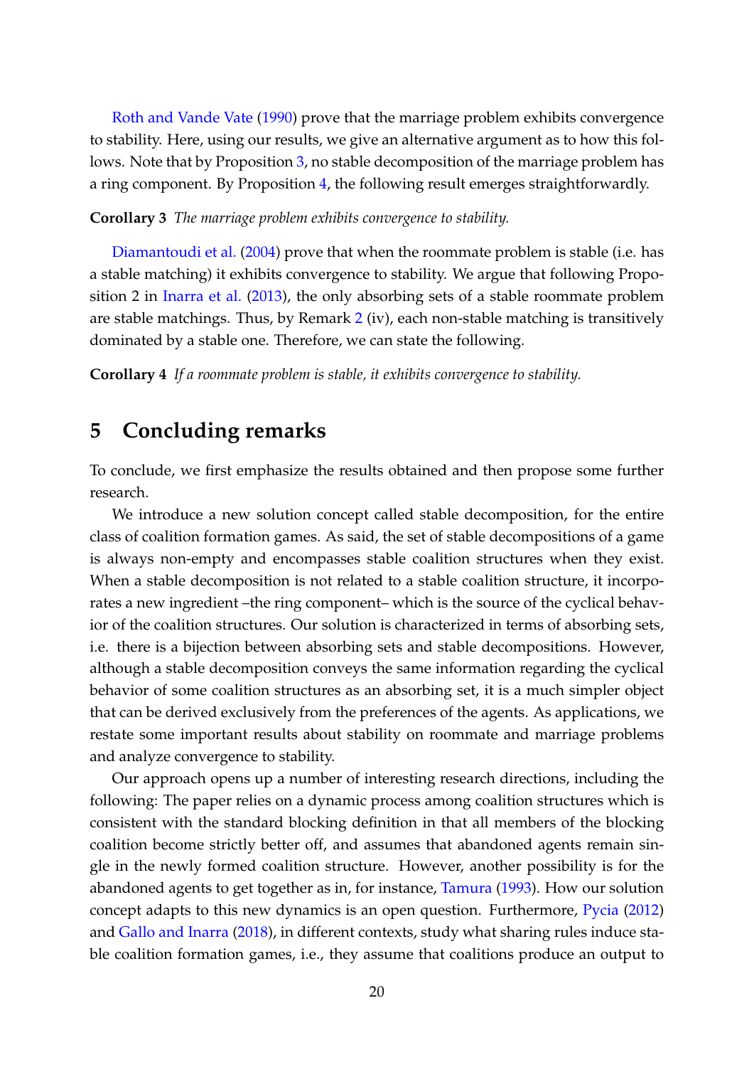Roth and Vande Vate (1990) prove that the marriage problem exhibits convergence to stability. Here, using our results, we give an alternative argument as to how this follows. Note that by Proposition 3, no stable decomposition of the marriage problem has a ring component. By Proposition 4, the following result emerges straightforwardly.

**Corollary 3** *The marriage problem exhibits convergence to stability.*

Diamantoudi et al. (2004) prove that when the roommate problem is stable (i.e. has a stable matching) it exhibits convergence to stability. We argue that following Proposition 2 in Inarra et al. (2013), the only absorbing sets of a stable roommate problem are stable matchings. Thus, by Remark 2 (iv), each non-stable matching is transitively dominated by a stable one. Therefore, we can state the following.

**Corollary 4** *If a roommate problem is stable, it exhibits convergence to stability.*

# 5 Concluding remarks

To conclude, we first emphasize the results obtained and then propose some further research.

We introduce a new solution concept called stable decomposition, for the entire class of coalition formation games. As said, the set of stable decompositions of a game is always non-empty and encompasses stable coalition structures when they exist. When a stable decomposition is not related to a stable coalition structure, it incorporates a new ingredient –the ring component– which is the source of the cyclical behavior of the coalition structures. Our solution is characterized in terms of absorbing sets, i.e. there is a bijection between absorbing sets and stable decompositions. However, although a stable decomposition conveys the same information regarding the cyclical behavior of some coalition structures as an absorbing set, it is a much simpler object that can be derived exclusively from the preferences of the agents. As applications, we restate some important results about stability on roommate and marriage problems and analyze convergence to stability.

Our approach opens up a number of interesting research directions, including the following: The paper relies on a dynamic process among coalition structures which is consistent with the standard blocking definition in that all members of the blocking coalition become strictly better off, and assumes that abandoned agents remain single in the newly formed coalition structure. However, another possibility is for the abandoned agents to get together as in, for instance, Tamura (1993). How our solution concept adapts to this new dynamics is an open question. Furthermore, Pycia (2012) and Gallo and Inarra (2018), in different contexts, study what sharing rules induce stable coalition formation games, i.e., they assume that coalitions produce an output to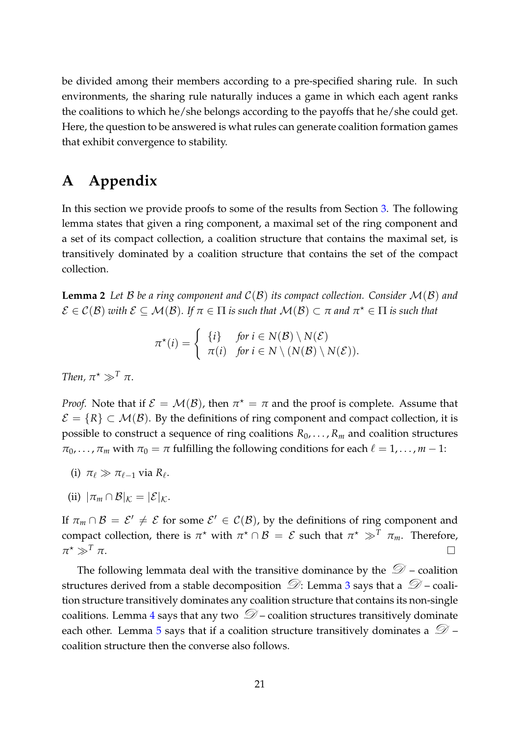be divided among their members according to a pre-specified sharing rule. In such environments, the sharing rule naturally induces a game in which each agent ranks the coalitions to which he/she belongs according to the payoffs that he/she could get. Here, the question to be answered is what rules can generate coalition formation games that exhibit convergence to stability.

# A Appendix

In this section we provide proofs to some of the results from Section 3. The following lemma states that given a ring component, a maximal set of the ring component and a set of its compact collection, a coalition structure that contains the maximal set, is transitively dominated by a coalition structure that contains the set of the compact collection.

**Lemma 2** *Let $\mathcal{B}$ be a ring component and $\mathcal{C}(\mathcal{B})$ its compact collection. Consider $\mathcal{M}(\mathcal{B})$ and $\mathcal{E} \in \mathcal{C}(\mathcal{B})$ with $\mathcal{E} \subseteq \mathcal{M}(\mathcal{B})$. If $\pi \in \Pi$ is such that $\mathcal{M}(\mathcal{B}) \subset \pi$ and $\pi^\star \in \Pi$ is such that*

$$\pi^\star(i) = \begin{cases} \{i\} & \text{for } i \in N(\mathcal{B}) \setminus N(\mathcal{E}) \\ \pi(i) & \text{for } i \in N \setminus (N(\mathcal{B}) \setminus N(\mathcal{E})). \end{cases}$$

*Then, $\pi^\star \gg^T \pi$.*

*Proof.* Note that if $\mathcal{E} = \mathcal{M}(\mathcal{B})$, then $\pi^\star = \pi$ and the proof is complete. Assume that $\mathcal{E} = \{R\} \subset \mathcal{M}(\mathcal{B})$. By the definitions of ring component and compact collection, it is possible to construct a sequence of ring coalitions $R_0, \ldots, R_m$ and coalition structures $\pi_0, \ldots, \pi_m$ with $\pi_0 = \pi$ fulfilling the following conditions for each $\ell = 1, \ldots, m-1$:

(i) $\pi_\ell \gg \pi_{\ell-1}$ via $R_\ell$.

(ii) $|\pi_m \cap \mathcal{B}|_{\mathcal{K}} = |\mathcal{E}|_{\mathcal{K}}$.

If $\pi_m \cap \mathcal{B} = \mathcal{E}' \neq \mathcal{E}$ for some $\mathcal{E}' \in \mathcal{C}(\mathcal{B})$, by the definitions of ring component and compact collection, there is $\pi^\star$ with $\pi^\star \cap \mathcal{B} = \mathcal{E}$ such that $\pi^\star \gg^T \pi_m$. Therefore, $\pi^\star \gg^T \pi$. $\square$

The following lemmata deal with the transitive dominance by the $\mathscr{D}$ – coalition structures derived from a stable decomposition $\mathscr{D}$: Lemma 3 says that a $\mathscr{D}$ – coalition structure transitively dominates any coalition structure that contains its non-single coalitions. Lemma 4 says that any two $\mathscr{D}$ – coalition structures transitively dominate each other. Lemma 5 says that if a coalition structure transitively dominates a $\mathscr{D}$ – coalition structure then the converse also follows.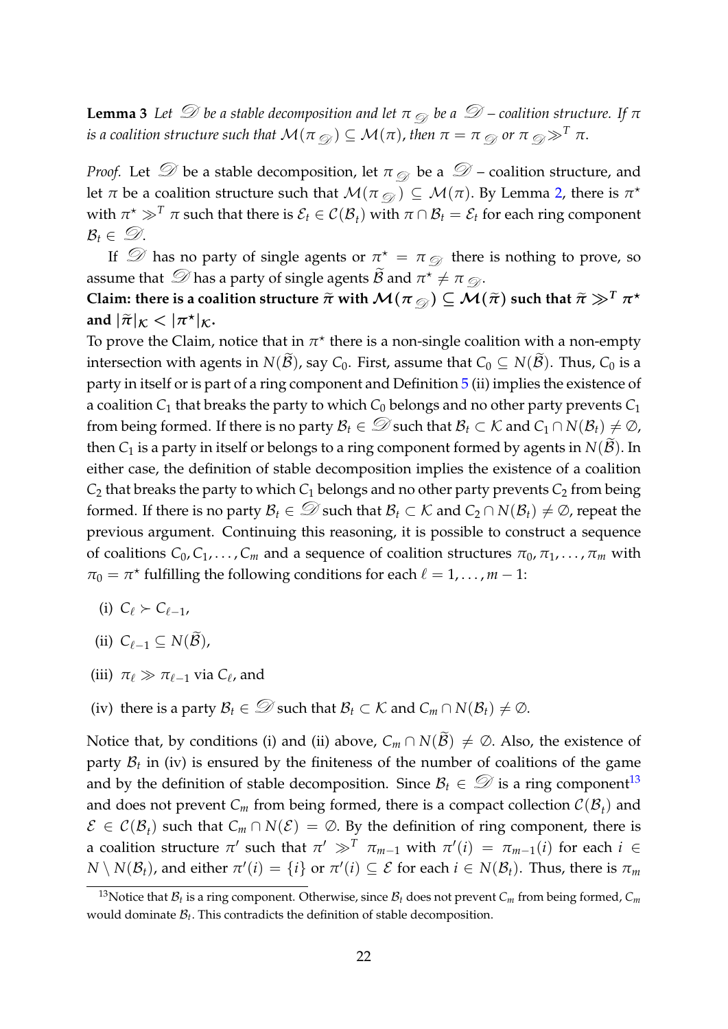**Lemma 3** *Let $\mathscr{D}$ be a stable decomposition and let $\pi_{\mathscr{D}}$ be a $\mathscr{D}$ – coalition structure. If $\pi$ is a coalition structure such that $\mathcal{M}(\pi_{\mathscr{D}}) \subseteq \mathcal{M}(\pi)$, then $\pi = \pi_{\mathscr{D}}$ or $\pi_{\mathscr{D}} \gg^T \pi$.*

*Proof.* Let $\mathscr{D}$ be a stable decomposition, let $\pi_{\mathscr{D}}$ be a $\mathscr{D}$ – coalition structure, and let $\pi$ be a coalition structure such that $\mathcal{M}(\pi_{\mathscr{D}}) \subseteq \mathcal{M}(\pi)$. By Lemma 2, there is $\pi^\star$ with $\pi^\star \gg^T \pi$ such that there is $\mathcal{E}_t \in \mathcal{C}(\mathcal{B}_t)$ with $\pi \cap \mathcal{B}_t = \mathcal{E}_t$ for each ring component $\mathcal{B}_t \in \mathscr{D}$.

If $\mathscr{D}$ has no party of single agents or $\pi^\star = \pi_{\mathscr{D}}$ there is nothing to prove, so assume that $\mathscr{D}$ has a party of single agents $\widetilde{\mathcal{B}}$ and $\pi^\star \neq \pi_{\mathscr{D}}$.

**Claim: there is a coalition structure $\widetilde{\pi}$ with $\mathcal{M}(\pi_{\mathscr{D}}) \subseteq \mathcal{M}(\widetilde{\pi})$ such that $\widetilde{\pi} \gg^T \pi^\star$ and $|\widetilde{\pi}|_{\mathcal{K}} < |\pi^\star|_{\mathcal{K}}$.**

To prove the Claim, notice that in $\pi^\star$ there is a non-single coalition with a non-empty intersection with agents in $N(\widetilde{\mathcal{B}})$, say $C_0$. First, assume that $C_0 \subseteq N(\widetilde{\mathcal{B}})$. Thus, $C_0$ is a party in itself or is part of a ring component and Definition 5 (ii) implies the existence of a coalition $C_1$ that breaks the party to which $C_0$ belongs and no other party prevents $C_1$ from being formed. If there is no party $\mathcal{B}_t \in \mathscr{D}$ such that $\mathcal{B}_t \subset \mathcal{K}$ and $C_1 \cap N(\mathcal{B}_t) \neq \emptyset$, then $C_1$ is a party in itself or belongs to a ring component formed by agents in $N(\widetilde{\mathcal{B}})$. In either case, the definition of stable decomposition implies the existence of a coalition $C_2$ that breaks the party to which $C_1$ belongs and no other party prevents $C_2$ from being formed. If there is no party $\mathcal{B}_t \in \mathscr{D}$ such that $\mathcal{B}_t \subset \mathcal{K}$ and $C_2 \cap N(\mathcal{B}_t) \neq \emptyset$, repeat the previous argument. Continuing this reasoning, it is possible to construct a sequence of coalitions $C_0, C_1, \ldots, C_m$ and a sequence of coalition structures $\pi_0, \pi_1, \ldots, \pi_m$ with $\pi_0 = \pi^\star$ fulfilling the following conditions for each $\ell = 1, \ldots, m-1$:

(i) $C_\ell \succ C_{\ell-1}$,

(ii) $C_{\ell-1} \subseteq N(\widetilde{\mathcal{B}})$,

(iii) $\pi_\ell \gg \pi_{\ell-1}$ via $C_\ell$, and

(iv) there is a party $\mathcal{B}_t \in \mathscr{D}$ such that $\mathcal{B}_t \subset \mathcal{K}$ and $C_m \cap N(\mathcal{B}_t) \neq \emptyset$.

Notice that, by conditions (i) and (ii) above, $C_m \cap N(\widetilde{\mathcal{B}}) \neq \emptyset$. Also, the existence of party $\mathcal{B}_t$ in (iv) is ensured by the finiteness of the number of coalitions of the game and by the definition of stable decomposition. Since $\mathcal{B}_t \in \mathscr{D}$ is a ring component[13] and does not prevent $C_m$ from being formed, there is a compact collection $\mathcal{C}(\mathcal{B}_t)$ and $\mathcal{E} \in \mathcal{C}(\mathcal{B}_t)$ such that $C_m \cap N(\mathcal{E}) = \emptyset$. By the definition of ring component, there is a coalition structure $\pi'$ such that $\pi' \gg^T \pi_{m-1}$ with $\pi'(i) = \pi_{m-1}(i)$ for each $i \in N \setminus N(\mathcal{B}_t)$, and either $\pi'(i) = \{i\}$ or $\pi'(i) \subseteq \mathcal{E}$ for each $i \in N(\mathcal{B}_t)$. Thus, there is $\pi_m$

[13] Notice that $\mathcal{B}_t$ is a ring component. Otherwise, since $\mathcal{B}_t$ does not prevent $C_m$ from being formed, $C_m$ would dominate $\mathcal{B}_t$. This contradicts the definition of stable decomposition.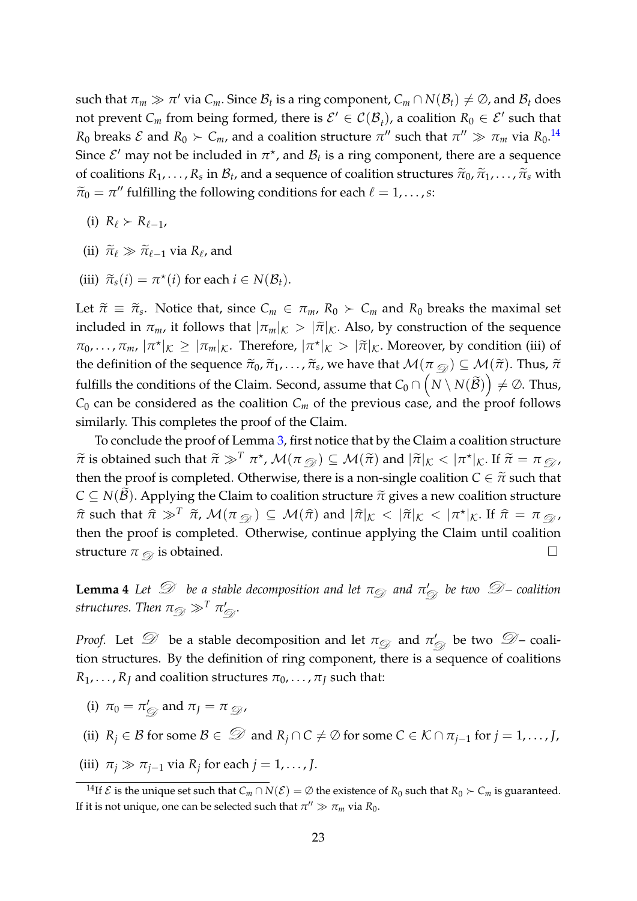such that $\pi_m \gg \pi'$ via $C_m$. Since $\mathcal{B}_t$ is a ring component, $C_m \cap N(\mathcal{B}_t) \neq \emptyset$, and $\mathcal{B}_t$ does not prevent $C_m$ from being formed, there is $\mathcal{E}' \in \mathcal{C}(\mathcal{B}_t)$, a coalition $R_0 \in \mathcal{E}'$ such that $R_0$ breaks $\mathcal{E}$ and $R_0 \succ C_m$, and a coalition structure $\pi''$ such that $\pi'' \gg \pi_m$ via $R_0$.[14] Since $\mathcal{E}'$ may not be included in $\pi^\star$, and $\mathcal{B}_t$ is a ring component, there are a sequence of coalitions $R_1, \ldots, R_s$ in $\mathcal{B}_t$, and a sequence of coalition structures $\widetilde{\pi}_0, \widetilde{\pi}_1, \ldots, \widetilde{\pi}_s$ with $\widetilde{\pi}_0 = \pi''$ fulfilling the following conditions for each $\ell = 1, \ldots, s$:

(i) $R_\ell \succ R_{\ell-1}$,

(ii) $\widetilde{\pi}_\ell \gg \widetilde{\pi}_{\ell-1}$ via $R_\ell$, and

(iii) $\widetilde{\pi}_s(i) = \pi^\star(i)$ for each $i \in N(\mathcal{B}_t)$.

Let $\widetilde{\pi} \equiv \widetilde{\pi}_s$. Notice that, since $C_m \in \pi_m$, $R_0 \succ C_m$ and $R_0$ breaks the maximal set included in $\pi_m$, it follows that $|\pi_m|_{\mathcal{K}} > |\widetilde{\pi}|_{\mathcal{K}}$. Also, by construction of the sequence $\pi_0, \ldots, \pi_m$, $|\pi^\star|_{\mathcal{K}} \geq |\pi_m|_{\mathcal{K}}$. Therefore, $|\pi^\star|_{\mathcal{K}} > |\widetilde{\pi}|_{\mathcal{K}}$. Moreover, by condition (iii) of the definition of the sequence $\widetilde{\pi}_0, \widetilde{\pi}_1, \ldots, \widetilde{\pi}_s$, we have that $\mathcal{M}(\pi_{\mathscr{D}}) \subseteq \mathcal{M}(\widetilde{\pi})$. Thus, $\widetilde{\pi}$ fulfills the conditions of the Claim. Second, assume that $C_0 \cap \left(N \setminus N(\widetilde{\mathcal{B}})\right) \neq \emptyset$. Thus, $C_0$ can be considered as the coalition $C_m$ of the previous case, and the proof follows similarly. This completes the proof of the Claim.

To conclude the proof of Lemma 3, first notice that by the Claim a coalition structure $\widetilde{\pi}$ is obtained such that $\widetilde{\pi} \gg^T \pi^\star$, $\mathcal{M}(\pi_{\mathscr{D}}) \subseteq \mathcal{M}(\widetilde{\pi})$ and $|\widetilde{\pi}|_{\mathcal{K}} < |\pi^\star|_{\mathcal{K}}$. If $\widetilde{\pi} = \pi_{\mathscr{D}}$, then the proof is completed. Otherwise, there is a non-single coalition $C \in \widetilde{\pi}$ such that $C \subseteq N(\widetilde{\mathcal{B}})$. Applying the Claim to coalition structure $\widetilde{\pi}$ gives a new coalition structure $\widehat{\pi}$ such that $\widehat{\pi} \gg^T \widetilde{\pi}$, $\mathcal{M}(\pi_{\mathscr{D}}) \subseteq \mathcal{M}(\widehat{\pi})$ and $|\widehat{\pi}|_{\mathcal{K}} < |\widetilde{\pi}|_{\mathcal{K}} < |\pi^\star|_{\mathcal{K}}$. If $\widehat{\pi} = \pi_{\mathscr{D}}$, then the proof is completed. Otherwise, continue applying the Claim until coalition structure $\pi_{\mathscr{D}}$ is obtained. □

**Lemma 4** *Let $\mathscr{D}$ be a stable decomposition and let $\pi_{\mathscr{D}}$ and $\pi'_{\mathscr{D}}$ be two $\mathscr{D}$– coalition structures. Then $\pi_{\mathscr{D}} \gg^T \pi'_{\mathscr{D}}$.*

*Proof.* Let $\mathscr{D}$ be a stable decomposition and let $\pi_{\mathscr{D}}$ and $\pi'_{\mathscr{D}}$ be two $\mathscr{D}$– coalition structures. By the definition of ring component, there is a sequence of coalitions $R_1, \ldots, R_J$ and coalition structures $\pi_0, \ldots, \pi_J$ such that:

(i) $\pi_0 = \pi'_{\mathscr{D}}$ and $\pi_J = \pi_{\mathscr{D}}$,

(ii) $R_j \in \mathcal{B}$ for some $\mathcal{B} \in \mathscr{D}$ and $R_j \cap C \neq \emptyset$ for some $C \in \mathcal{K} \cap \pi_{j-1}$ for $j = 1, \ldots, J$,

(iii) $\pi_j \gg \pi_{j-1}$ via $R_j$ for each $j = 1, \ldots, J$.

[14] If $\mathcal{E}$ is the unique set such that $C_m \cap N(\mathcal{E}) = \emptyset$ the existence of $R_0$ such that $R_0 \succ C_m$ is guaranteed. If it is not unique, one can be selected such that $\pi'' \gg \pi_m$ via $R_0$.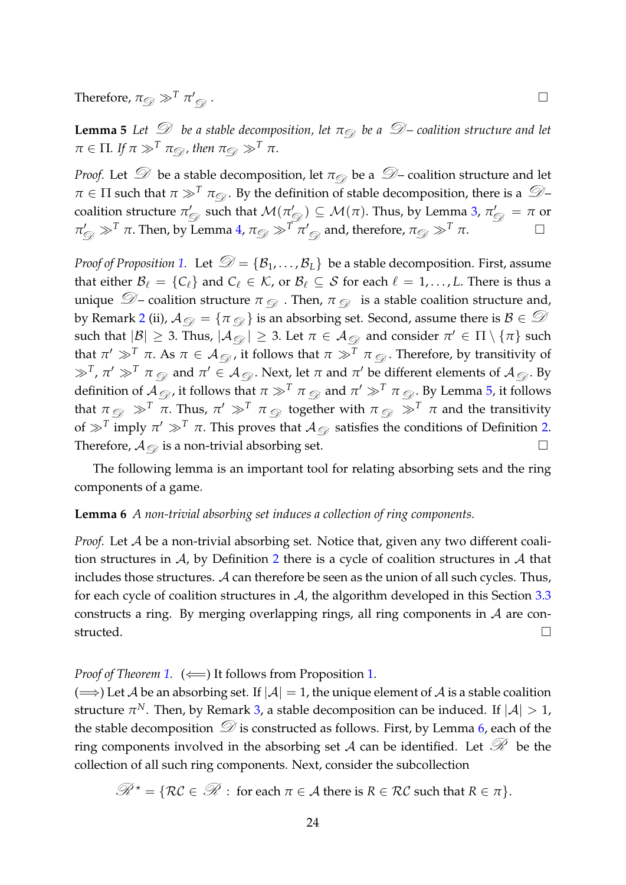Therefore, $\pi_{\mathscr{D}} \gg^T \pi'_{\mathscr{D}}$. $\square$

**Lemma 5** *Let $\mathscr{D}$ be a stable decomposition, let $\pi_{\mathscr{D}}$ be a $\mathscr{D}$– coalition structure and let $\pi \in \Pi$. If $\pi \gg^T \pi_{\mathscr{D}}$, then $\pi_{\mathscr{D}} \gg^T \pi$.*

*Proof.* Let $\mathscr{D}$ be a stable decomposition, let $\pi_{\mathscr{D}}$ be a $\mathscr{D}$– coalition structure and let $\pi \in \Pi$ such that $\pi \gg^T \pi_{\mathscr{D}}$. By the definition of stable decomposition, there is a $\mathscr{D}$– coalition structure $\pi'_{\mathscr{D}}$ such that $\mathcal{M}(\pi'_{\mathscr{D}}) \subseteq \mathcal{M}(\pi)$. Thus, by Lemma 3, $\pi'_{\mathscr{D}} = \pi$ or $\pi'_{\mathscr{D}} \gg^T \pi$. Then, by Lemma 4, $\pi_{\mathscr{D}} \gg^T \pi'_{\mathscr{D}}$ and, therefore, $\pi_{\mathscr{D}} \gg^T \pi$. $\square$

*Proof of Proposition 1.* Let $\mathscr{D} = \{\mathcal{B}_1, \ldots, \mathcal{B}_L\}$ be a stable decomposition. First, assume that either $\mathcal{B}_\ell = \{C_\ell\}$ and $C_\ell \in \mathcal{K}$, or $\mathcal{B}_\ell \subseteq \mathcal{S}$ for each $\ell = 1, \ldots, L$. There is thus a unique $\mathscr{D}$– coalition structure $\pi_{\mathscr{D}}$. Then, $\pi_{\mathscr{D}}$ is a stable coalition structure and, by Remark 2 (ii), $\mathcal{A}_{\mathscr{D}} = \{\pi_{\mathscr{D}}\}$ is an absorbing set. Second, assume there is $\mathcal{B} \in \mathscr{D}$ such that $|\mathcal{B}| \geq 3$. Thus, $|\mathcal{A}_{\mathscr{D}}| \geq 3$. Let $\pi \in \mathcal{A}_{\mathscr{D}}$ and consider $\pi' \in \Pi \setminus \{\pi\}$ such that $\pi' \gg^T \pi$. As $\pi \in \mathcal{A}_{\mathscr{D}}$, it follows that $\pi \gg^T \pi_{\mathscr{D}}$. Therefore, by transitivity of $\gg^T$, $\pi' \gg^T \pi_{\mathscr{D}}$ and $\pi' \in \mathcal{A}_{\mathscr{D}}$. Next, let $\pi$ and $\pi'$ be different elements of $\mathcal{A}_{\mathscr{D}}$. By definition of $\mathcal{A}_{\mathscr{D}}$, it follows that $\pi \gg^T \pi_{\mathscr{D}}$ and $\pi' \gg^T \pi_{\mathscr{D}}$. By Lemma 5, it follows that $\pi_{\mathscr{D}} \gg^T \pi$. Thus, $\pi' \gg^T \pi_{\mathscr{D}}$ together with $\pi_{\mathscr{D}} \gg^T \pi$ and the transitivity of $\gg^T$ imply $\pi' \gg^T \pi$. This proves that $\mathcal{A}_{\mathscr{D}}$ satisfies the conditions of Definition 2. Therefore, $\mathcal{A}_{\mathscr{D}}$ is a non-trivial absorbing set. $\square$

The following lemma is an important tool for relating absorbing sets and the ring components of a game.

**Lemma 6** *A non-trivial absorbing set induces a collection of ring components.*

*Proof.* Let $\mathcal{A}$ be a non-trivial absorbing set. Notice that, given any two different coalition structures in $\mathcal{A}$, by Definition 2 there is a cycle of coalition structures in $\mathcal{A}$ that includes those structures. $\mathcal{A}$ can therefore be seen as the union of all such cycles. Thus, for each cycle of coalition structures in $\mathcal{A}$, the algorithm developed in this Section 3.3 constructs a ring. By merging overlapping rings, all ring components in $\mathcal{A}$ are constructed. $\square$

*Proof of Theorem 1.* ($\Longleftarrow$) It follows from Proposition 1.
($\Longrightarrow$) Let $\mathcal{A}$ be an absorbing set. If $|\mathcal{A}| = 1$, the unique element of $\mathcal{A}$ is a stable coalition structure $\pi^N$. Then, by Remark 3, a stable decomposition can be induced. If $|\mathcal{A}| > 1$, the stable decomposition $\mathscr{D}$ is constructed as follows. First, by Lemma 6, each of the ring components involved in the absorbing set $\mathcal{A}$ can be identified. Let $\mathscr{R}$ be the collection of all such ring components. Next, consider the subcollection

$$\mathscr{R}^\star = \{\mathcal{RC} \in \mathscr{R} \,:\, \text{for each } \pi \in \mathcal{A} \text{ there is } R \in \mathcal{RC} \text{ such that } R \in \pi\}.$$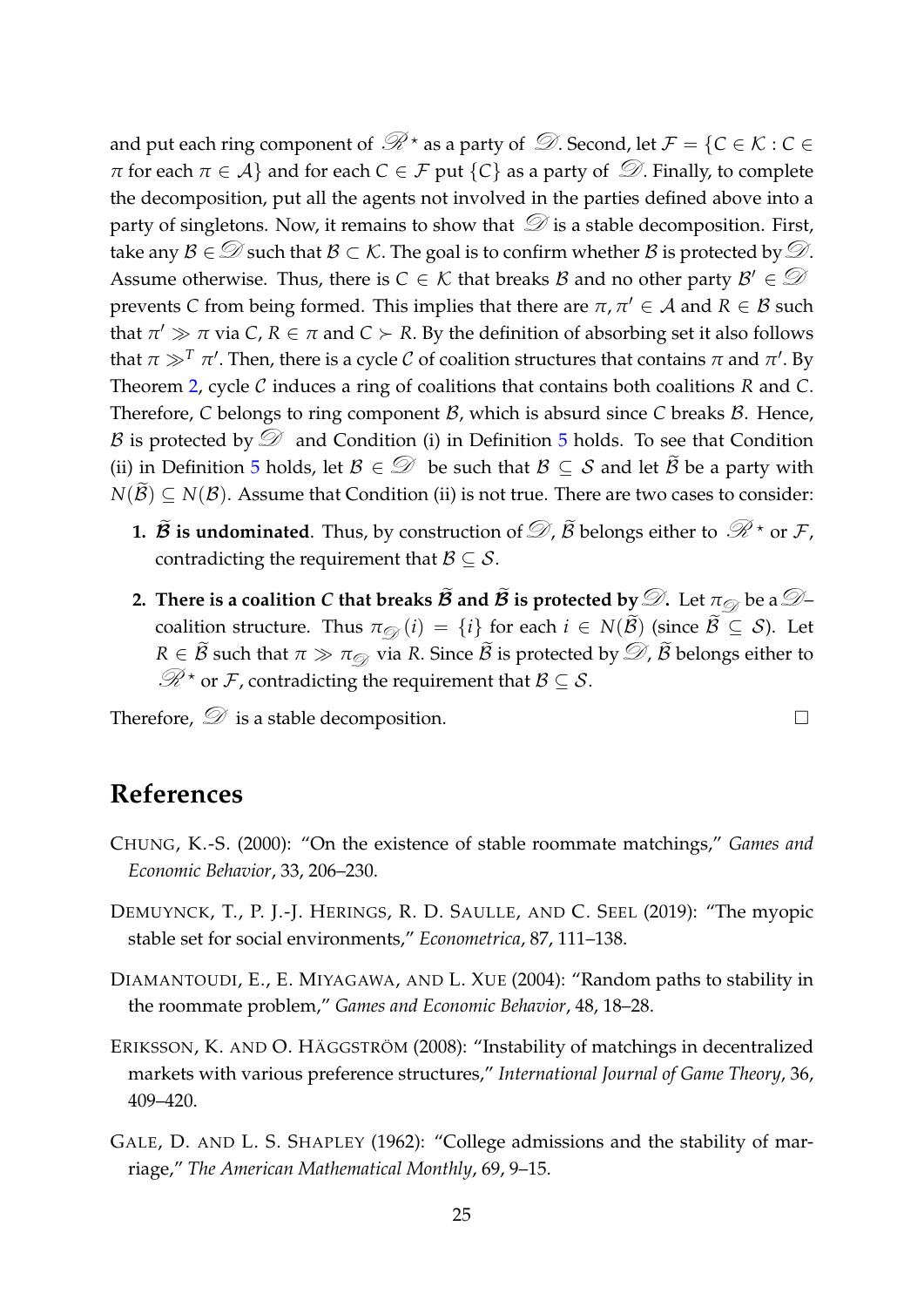and put each ring component of $\mathscr{R}^\star$ as a party of $\mathscr{D}$. Second, let $\mathcal{F} = \{C \in \mathcal{K} : C \in \pi \text{ for each } \pi \in \mathcal{A}\}$ and for each $C \in \mathcal{F}$ put $\{C\}$ as a party of $\mathscr{D}$. Finally, to complete the decomposition, put all the agents not involved in the parties defined above into a party of singletons. Now, it remains to show that $\mathscr{D}$ is a stable decomposition. First, take any $\mathcal{B} \in \mathscr{D}$ such that $\mathcal{B} \subset \mathcal{K}$. The goal is to confirm whether $\mathcal{B}$ is protected by $\mathscr{D}$. Assume otherwise. Thus, there is $C \in \mathcal{K}$ that breaks $\mathcal{B}$ and no other party $\mathcal{B}' \in \mathscr{D}$ prevents $C$ from being formed. This implies that there are $\pi, \pi' \in \mathcal{A}$ and $R \in \mathcal{B}$ such that $\pi' \gg \pi$ via $C$, $R \in \pi$ and $C \succ R$. By the definition of absorbing set it also follows that $\pi \gg^T \pi'$. Then, there is a cycle $\mathcal{C}$ of coalition structures that contains $\pi$ and $\pi'$. By Theorem 2, cycle $\mathcal{C}$ induces a ring of coalitions that contains both coalitions $R$ and $C$. Therefore, $C$ belongs to ring component $\mathcal{B}$, which is absurd since $C$ breaks $\mathcal{B}$. Hence, $\mathcal{B}$ is protected by $\mathscr{D}$ and Condition (i) in Definition 5 holds. To see that Condition (ii) in Definition 5 holds, let $\mathcal{B} \in \mathscr{D}$ be such that $\mathcal{B} \subseteq \mathcal{S}$ and let $\widetilde{\mathcal{B}}$ be a party with $N(\widetilde{\mathcal{B}}) \subseteq N(\mathcal{B})$. Assume that Condition (ii) is not true. There are two cases to consider:

1. **$\widetilde{\mathcal{B}}$ is undominated**. Thus, by construction of $\mathscr{D}$, $\widetilde{\mathcal{B}}$ belongs either to $\mathscr{R}^\star$ or $\mathcal{F}$, contradicting the requirement that $\mathcal{B} \subseteq \mathcal{S}$.

2. **There is a coalition $C$ that breaks $\widetilde{\mathcal{B}}$ and $\widetilde{\mathcal{B}}$ is protected by $\mathscr{D}$.** Let $\pi_{\mathscr{D}}$ be a $\mathscr{D}$–coalition structure. Thus $\pi_{\mathscr{D}}(i) = \{i\}$ for each $i \in N(\widetilde{\mathcal{B}})$ (since $\widetilde{\mathcal{B}} \subseteq \mathcal{S}$). Let $R \in \widetilde{\mathcal{B}}$ such that $\pi \gg \pi_{\mathscr{D}}$ via $R$. Since $\widetilde{\mathcal{B}}$ is protected by $\mathscr{D}$, $\widetilde{\mathcal{B}}$ belongs either to $\mathscr{R}^\star$ or $\mathcal{F}$, contradicting the requirement that $\mathcal{B} \subseteq \mathcal{S}$.

Therefore, $\mathscr{D}$ is a stable decomposition. $\square$

# References

Chung, K.-S. (2000): "On the existence of stable roommate matchings," *Games and Economic Behavior*, 33, 206–230.

Demuynck, T., P. J.-J. Herings, R. D. Saulle, and C. Seel (2019): "The myopic stable set for social environments," *Econometrica*, 87, 111–138.

Diamantoudi, E., E. Miyagawa, and L. Xue (2004): "Random paths to stability in the roommate problem," *Games and Economic Behavior*, 48, 18–28.

Eriksson, K. and O. Häggström (2008): "Instability of matchings in decentralized markets with various preference structures," *International Journal of Game Theory*, 36, 409–420.

Gale, D. and L. S. Shapley (1962): "College admissions and the stability of marriage," *The American Mathematical Monthly*, 69, 9–15.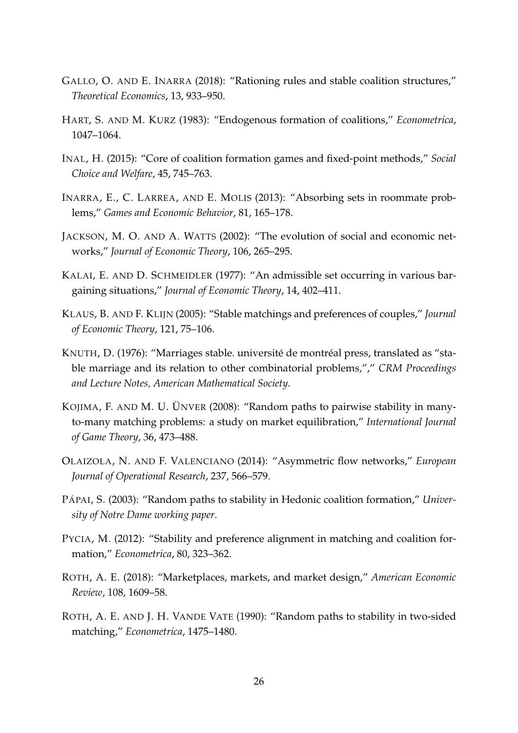GALLO, O. AND E. INARRA (2018): “Rationing rules and stable coalition structures,” *Theoretical Economics*, 13, 933–950.

HART, S. AND M. KURZ (1983): “Endogenous formation of coalitions,” *Econometrica*, 1047–1064.

INAL, H. (2015): “Core of coalition formation games and fixed-point methods,” *Social Choice and Welfare*, 45, 745–763.

INARRA, E., C. LARREA, AND E. MOLIS (2013): “Absorbing sets in roommate problems,” *Games and Economic Behavior*, 81, 165–178.

JACKSON, M. O. AND A. WATTS (2002): “The evolution of social and economic networks,” *Journal of Economic Theory*, 106, 265–295.

KALAI, E. AND D. SCHMEIDLER (1977): “An admissible set occurring in various bargaining situations,” *Journal of Economic Theory*, 14, 402–411.

KLAUS, B. AND F. KLIJN (2005): “Stable matchings and preferences of couples,” *Journal of Economic Theory*, 121, 75–106.

KNUTH, D. (1976): “Marriages stable. université de montréal press, translated as “stable marriage and its relation to other combinatorial problems,”,” *CRM Proceedings and Lecture Notes, American Mathematical Society*.

KOJIMA, F. AND M. U. ÜNVER (2008): “Random paths to pairwise stability in many-to-many matching problems: a study on market equilibration,” *International Journal of Game Theory*, 36, 473–488.

OLAIZOLA, N. AND F. VALENCIANO (2014): “Asymmetric flow networks,” *European Journal of Operational Research*, 237, 566–579.

PÁPAI, S. (2003): “Random paths to stability in Hedonic coalition formation,” *University of Notre Dame working paper*.

PYCIA, M. (2012): “Stability and preference alignment in matching and coalition formation,” *Econometrica*, 80, 323–362.

ROTH, A. E. (2018): “Marketplaces, markets, and market design,” *American Economic Review*, 108, 1609–58.

ROTH, A. E. AND J. H. VANDE VATE (1990): “Random paths to stability in two-sided matching,” *Econometrica*, 1475–1480.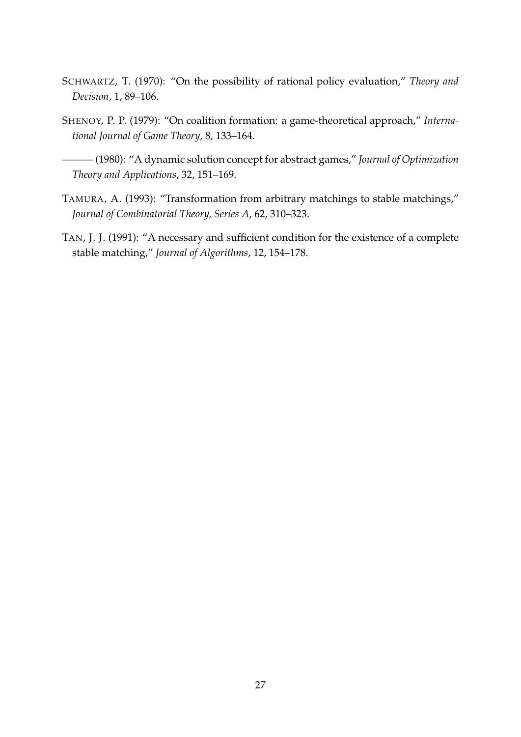SCHWARTZ, T. (1970): "On the possibility of rational policy evaluation," *Theory and Decision*, 1, 89–106.

SHENOY, P. P. (1979): "On coalition formation: a game-theoretical approach," *International Journal of Game Theory*, 8, 133–164.

——— (1980): "A dynamic solution concept for abstract games," *Journal of Optimization Theory and Applications*, 32, 151–169.

TAMURA, A. (1993): "Transformation from arbitrary matchings to stable matchings," *Journal of Combinatorial Theory, Series A*, 62, 310–323.

TAN, J. J. (1991): "A necessary and sufficient condition for the existence of a complete stable matching," *Journal of Algorithms*, 12, 154–178.